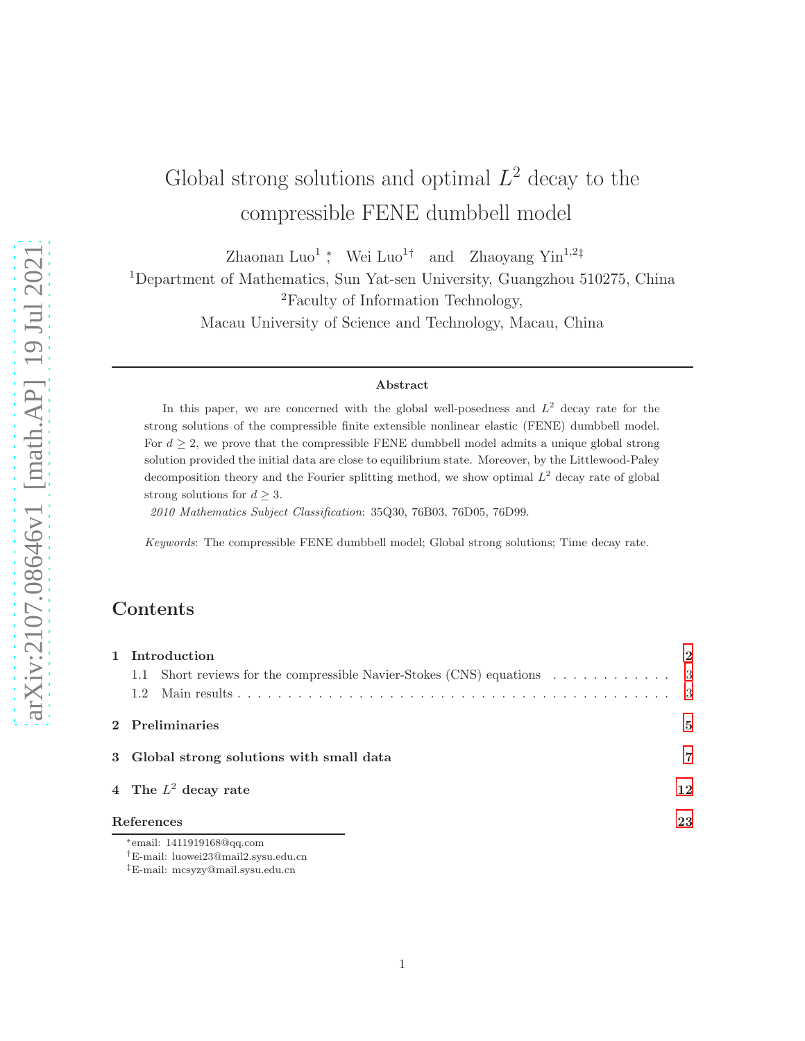# Global strong solutions and optimal $L^2$ decay to the compressible FENE dumbbell model

Zhaonan Luo[1] *, Wei Luo[1] † and Zhaoyang Yin[1,2] ‡

[1]Department of Mathematics, Sun Yat-sen University, Guangzhou 510275, China

[2]Faculty of Information Technology, Macau University of Science and Technology, Macau, China

---

### Abstract

In this paper, we are concerned with the global well-posedness and $L^2$ decay rate for the strong solutions of the compressible finite extensible nonlinear elastic (FENE) dumbbell model. For $d \geq 2$, we prove that the compressible FENE dumbbell model admits a unique global strong solution provided the initial data are close to equilibrium state. Moreover, by the Littlewood-Paley decomposition theory and the Fourier splitting method, we show optimal $L^2$ decay rate of global strong solutions for $d \geq 3$.

*2010 Mathematics Subject Classification*: 35Q30, 76B03, 76D05, 76D99.

*Keywords*: The compressible FENE dumbbell model; Global strong solutions; Time decay rate.

## Contents

**1 Introduction** 2
- 1.1 Short reviews for the compressible Navier-Stokes (CNS) equations 3
- 1.2 Main results 3

**2 Preliminaries** 5

**3 Global strong solutions with small data** 7

**4 The $L^2$ decay rate** 12

**References** 23

---

*email: 1411919168@qq.com

†E-mail: luowei23@mail2.sysu.edu.cn

‡E-mail: mcsyzy@mail.sysu.edu.cn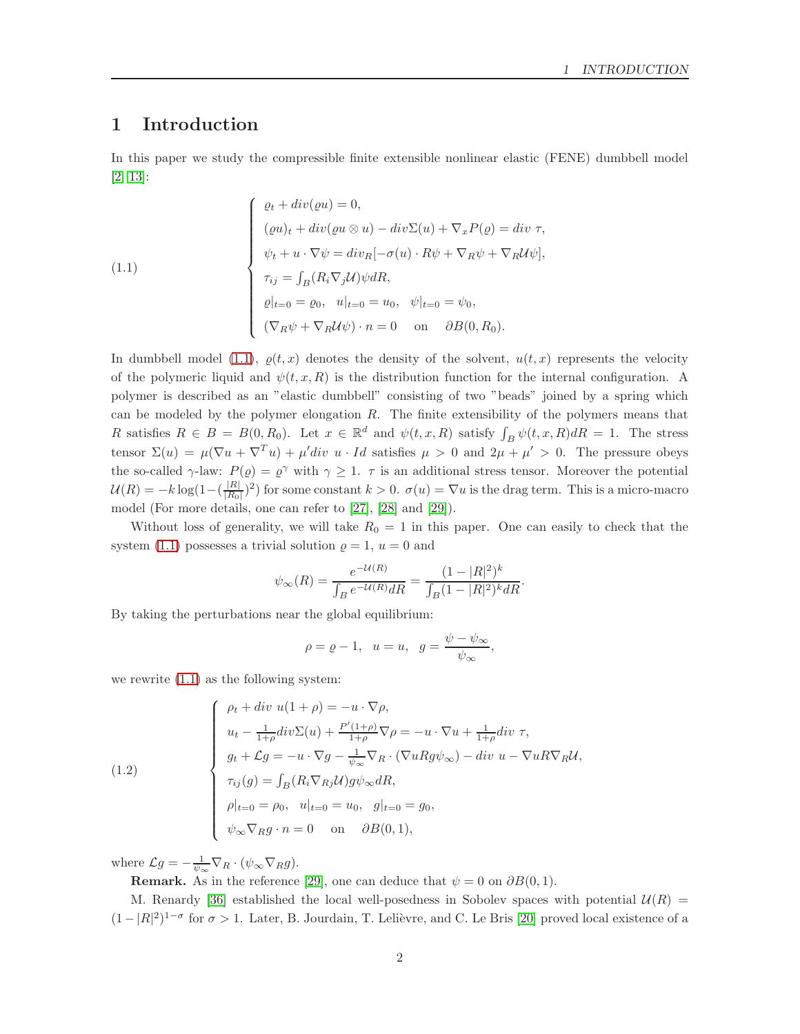# 1 Introduction

In this paper we study the compressible finite extensible nonlinear elastic (FENE) dumbbell model [2, 13]:

$$
(1.1)\qquad
\begin{cases}
\varrho_t + div(\varrho u) = 0,\\
(\varrho u)_t + div(\varrho u \otimes u) - div\Sigma(u) + \nabla_x P(\varrho) = div\ \tau,\\
\psi_t + u\cdot\nabla\psi = div_R[-\sigma(u)\cdot R\psi + \nabla_R\psi + \nabla_R\mathcal{U}\psi],\\
\tau_{ij} = \int_B (R_i\nabla_j\mathcal{U})\psi dR,\\
\varrho|_{t=0} = \varrho_0,\quad u|_{t=0} = u_0,\quad \psi|_{t=0} = \psi_0,\\
(\nabla_R\psi + \nabla_R\mathcal{U}\psi)\cdot n = 0 \quad \text{on} \quad \partial B(0,R_0).
\end{cases}
$$

In dumbbell model (1.1), $\varrho(t,x)$ denotes the density of the solvent, $u(t,x)$ represents the velocity of the polymeric liquid and $\psi(t,x,R)$ is the distribution function for the internal configuration. A polymer is described as an "elastic dumbbell" consisting of two "beads" joined by a spring which can be modeled by the polymer elongation $R$. The finite extensibility of the polymers means that $R$ satisfies $R\in B = B(0,R_0)$. Let $x\in\mathbb{R}^d$ and $\psi(t,x,R)$ satisfy $\int_B\psi(t,x,R)dR = 1$. The stress tensor $\Sigma(u) = \mu(\nabla u + \nabla^T u) + \mu' div\ u\cdot Id$ satisfies $\mu > 0$ and $2\mu + \mu' > 0$. The pressure obeys the so-called $\gamma$-law: $P(\varrho) = \varrho^\gamma$ with $\gamma\geq 1$. $\tau$ is an additional stress tensor. Moreover the potential $\mathcal{U}(R) = -k\log(1-(\frac{|R|}{|R_0|})^2)$ for some constant $k>0$. $\sigma(u) = \nabla u$ is the drag term. This is a micro-macro model (For more details, one can refer to [27], [28] and [29]).

Without loss of generality, we will take $R_0 = 1$ in this paper. One can easily to check that the system (1.1) possesses a trivial solution $\varrho = 1$, $u = 0$ and

$$
\psi_\infty(R) = \frac{e^{-\mathcal{U}(R)}}{\int_B e^{-\mathcal{U}(R)}dR} = \frac{(1-|R|^2)^k}{\int_B(1-|R|^2)^k dR}.
$$

By taking the perturbations near the global equilibrium:

$$
\rho = \varrho - 1,\quad u = u,\quad g = \frac{\psi - \psi_\infty}{\psi_\infty},
$$

we rewrite (1.1) as the following system:

$$
(1.2)\qquad
\begin{cases}
\rho_t + div\ u(1+\rho) = -u\cdot\nabla\rho,\\
u_t - \frac{1}{1+\rho}div\Sigma(u) + \frac{P'(1+\rho)}{1+\rho}\nabla\rho = -u\cdot\nabla u + \frac{1}{1+\rho}div\ \tau,\\
g_t + \mathcal{L}g = -u\cdot\nabla g - \frac{1}{\psi_\infty}\nabla_R\cdot(\nabla u R g\psi_\infty) - div\ u - \nabla u R\nabla_R\mathcal{U},\\
\tau_{ij}(g) = \int_B (R_i\nabla_{Rj}\mathcal{U})g\psi_\infty dR,\\
\rho|_{t=0} = \rho_0,\quad u|_{t=0} = u_0,\quad g|_{t=0} = g_0,\\
\psi_\infty\nabla_R g\cdot n = 0 \quad \text{on} \quad \partial B(0,1),
\end{cases}
$$

where $\mathcal{L}g = -\frac{1}{\psi_\infty}\nabla_R\cdot(\psi_\infty\nabla_R g)$.

**Remark.** As in the reference [29], one can deduce that $\psi = 0$ on $\partial B(0,1)$.

M. Renardy [36] established the local well-posedness in Sobolev spaces with potential $\mathcal{U}(R) = (1-|R|^2)^{1-\sigma}$ for $\sigma > 1$. Later, B. Jourdain, T. Lelièvre, and C. Le Bris [20] proved local existence of a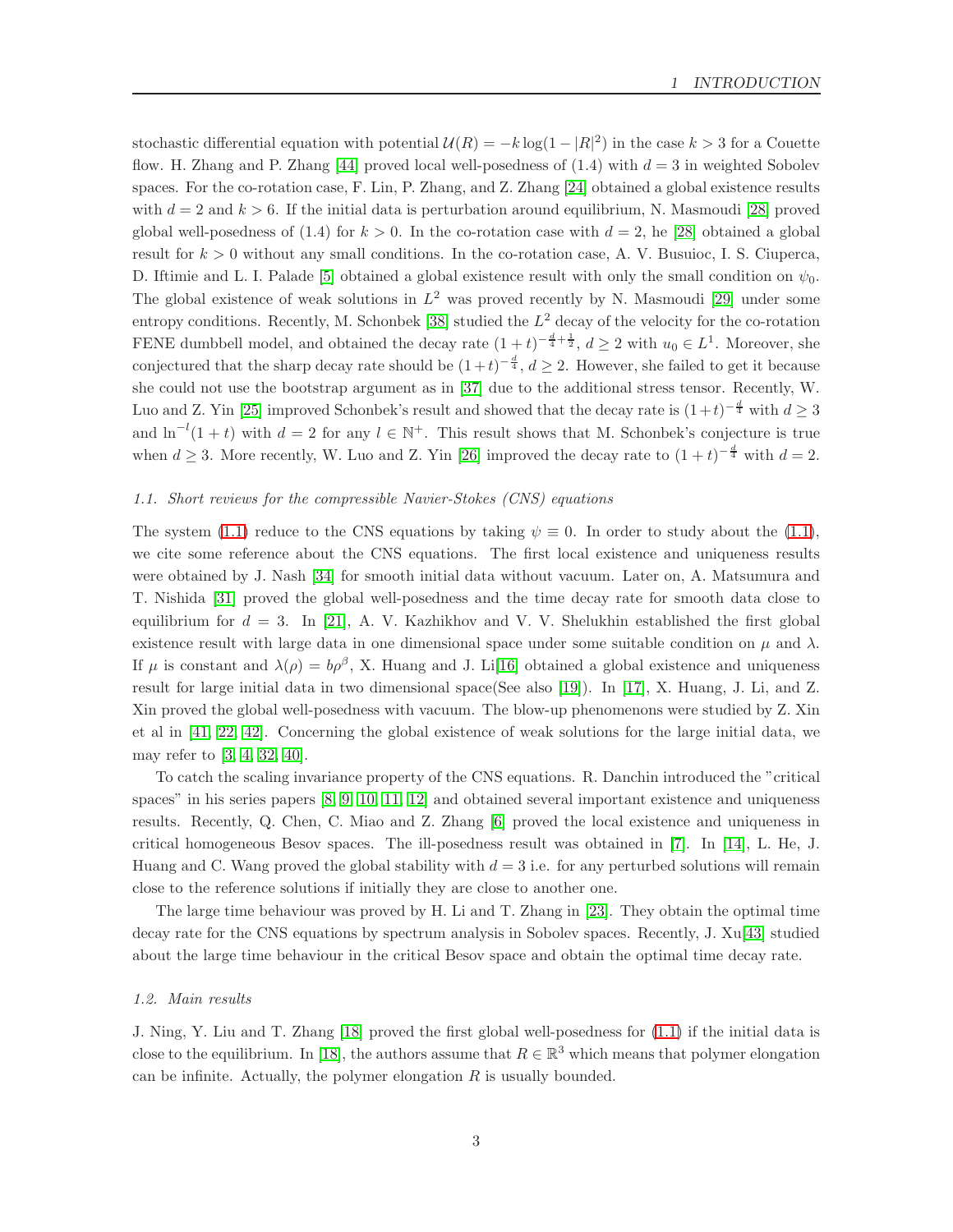stochastic differential equation with potential $\mathcal{U}(R) = -k\log(1-|R|^2)$ in the case $k > 3$ for a Couette flow. H. Zhang and P. Zhang [44] proved local well-posedness of (1.4) with $d = 3$ in weighted Sobolev spaces. For the co-rotation case, F. Lin, P. Zhang, and Z. Zhang [24] obtained a global existence results with $d = 2$ and $k > 6$. If the initial data is perturbation around equilibrium, N. Masmoudi [28] proved global well-posedness of (1.4) for $k > 0$. In the co-rotation case with $d = 2$, he [28] obtained a global result for $k > 0$ without any small conditions. In the co-rotation case, A. V. Busuioc, I. S. Ciuperca, D. Iftimie and L. I. Palade [5] obtained a global existence result with only the small condition on $\psi_0$. The global existence of weak solutions in $L^2$ was proved recently by N. Masmoudi [29] under some entropy conditions. Recently, M. Schonbek [38] studied the $L^2$ decay of the velocity for the co-rotation FENE dumbbell model, and obtained the decay rate $(1+t)^{-\frac{d}{4}+\frac{1}{2}}$, $d \geq 2$ with $u_0 \in L^1$. Moreover, she conjectured that the sharp decay rate should be $(1+t)^{-\frac{d}{4}}$, $d \geq 2$. However, she failed to get it because she could not use the bootstrap argument as in [37] due to the additional stress tensor. Recently, W. Luo and Z. Yin [25] improved Schonbek's result and showed that the decay rate is $(1+t)^{-\frac{d}{4}}$ with $d \geq 3$ and $\ln^{-l}(1+t)$ with $d = 2$ for any $l \in \mathbb{N}^+$. This result shows that M. Schonbek's conjecture is true when $d \geq 3$. More recently, W. Luo and Z. Yin [26] improved the decay rate to $(1+t)^{-\frac{d}{4}}$ with $d = 2$.

### *1.1. Short reviews for the compressible Navier-Stokes (CNS) equations*

The system (1.1) reduce to the CNS equations by taking $\psi \equiv 0$. In order to study about the (1.1), we cite some reference about the CNS equations. The first local existence and uniqueness results were obtained by J. Nash [34] for smooth initial data without vacuum. Later on, A. Matsumura and T. Nishida [31] proved the global well-posedness and the time decay rate for smooth data close to equilibrium for $d = 3$. In [21], A. V. Kazhikhov and V. V. Shelukhin established the first global existence result with large data in one dimensional space under some suitable condition on $\mu$ and $\lambda$. If $\mu$ is constant and $\lambda(\rho) = b\rho^{\beta}$, X. Huang and J. Li[16] obtained a global existence and uniqueness result for large initial data in two dimensional space(See also [19]). In [17], X. Huang, J. Li, and Z. Xin proved the global well-posedness with vacuum. The blow-up phenomenons were studied by Z. Xin et al in [41, 22, 42]. Concerning the global existence of weak solutions for the large initial data, we may refer to [3, 4, 32, 40].

To catch the scaling invariance property of the CNS equations. R. Danchin introduced the "critical spaces" in his series papers [8, 9, 10, 11, 12] and obtained several important existence and uniqueness results. Recently, Q. Chen, C. Miao and Z. Zhang [6] proved the local existence and uniqueness in critical homogeneous Besov spaces. The ill-posedness result was obtained in [7]. In [14], L. He, J. Huang and C. Wang proved the global stability with $d = 3$ i.e. for any perturbed solutions will remain close to the reference solutions if initially they are close to another one.

The large time behaviour was proved by H. Li and T. Zhang in [23]. They obtain the optimal time decay rate for the CNS equations by spectrum analysis in Sobolev spaces. Recently, J. Xu[43] studied about the large time behaviour in the critical Besov space and obtain the optimal time decay rate.

### *1.2. Main results*

J. Ning, Y. Liu and T. Zhang [18] proved the first global well-posedness for (1.1) if the initial data is close to the equilibrium. In [18], the authors assume that $R \in \mathbb{R}^3$ which means that polymer elongation can be infinite. Actually, the polymer elongation $R$ is usually bounded.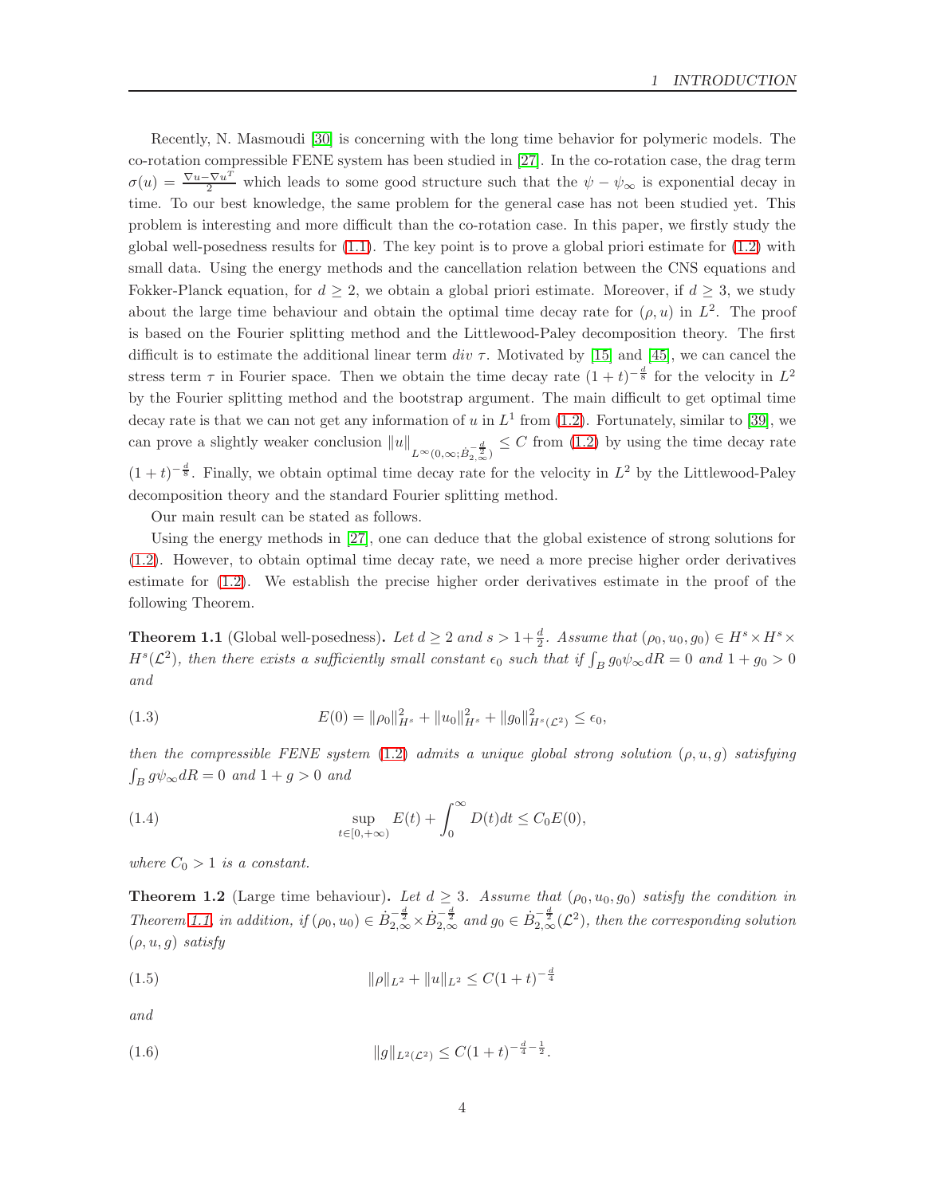Recently, N. Masmoudi [30] is concerning with the long time behavior for polymeric models. The co-rotation compressible FENE system has been studied in [27]. In the co-rotation case, the drag term $\sigma(u) = \frac{\nabla u - \nabla u^T}{2}$ which leads to some good structure such that the $\psi - \psi_\infty$ is exponential decay in time. To our best knowledge, the same problem for the general case has not been studied yet. This problem is interesting and more difficult than the co-rotation case. In this paper, we firstly study the global well-posedness results for (1.1). The key point is to prove a global priori estimate for (1.2) with small data. Using the energy methods and the cancellation relation between the CNS equations and Fokker-Planck equation, for $d \geq 2$, we obtain a global priori estimate. Moreover, if $d \geq 3$, we study about the large time behaviour and obtain the optimal time decay rate for $(\rho, u)$ in $L^2$. The proof is based on the Fourier splitting method and the Littlewood-Paley decomposition theory. The first difficult is to estimate the additional linear term $div\ \tau$. Motivated by [15] and [45], we can cancel the stress term $\tau$ in Fourier space. Then we obtain the time decay rate $(1+t)^{-\frac{d}{8}}$ for the velocity in $L^2$ by the Fourier splitting method and the bootstrap argument. The main difficult to get optimal time decay rate is that we can not get any information of $u$ in $L^1$ from (1.2). Fortunately, similar to [39], we can prove a slightly weaker conclusion $\|u\|_{L^\infty(0,\infty;\dot{B}^{-\frac{d}{2}}_{2,\infty})} \leq C$ from (1.2) by using the time decay rate $(1+t)^{-\frac{d}{8}}$. Finally, we obtain optimal time decay rate for the velocity in $L^2$ by the Littlewood-Paley decomposition theory and the standard Fourier splitting method.

Our main result can be stated as follows.

Using the energy methods in [27], one can deduce that the global existence of strong solutions for (1.2). However, to obtain optimal time decay rate, we need a more precise higher order derivatives estimate for (1.2). We establish the precise higher order derivatives estimate in the proof of the following Theorem.

**Theorem 1.1** (Global well-posedness)**.** *Let $d \geq 2$ and $s > 1 + \frac{d}{2}$. Assume that $(\rho_0, u_0, g_0) \in H^s \times H^s \times H^s(\mathcal{L}^2)$, then there exists a sufficiently small constant $\epsilon_0$ such that if $\int_B g_0 \psi_\infty dR = 0$ and $1 + g_0 > 0$ and*

$$E(0) = \|\rho_0\|^2_{H^s} + \|u_0\|^2_{H^s} + \|g_0\|^2_{H^s(\mathcal{L}^2)} \leq \epsilon_0, \tag{1.3}$$

*then the compressible FENE system (1.2) admits a unique global strong solution $(\rho, u, g)$ satisfying $\int_B g\psi_\infty dR = 0$ and $1 + g > 0$ and*

$$\sup_{t\in[0,+\infty)} E(t) + \int_0^\infty D(t)dt \leq C_0 E(0), \tag{1.4}$$

*where $C_0 > 1$ is a constant.*

**Theorem 1.2** (Large time behaviour)**.** *Let $d \geq 3$. Assume that $(\rho_0, u_0, g_0)$ satisfy the condition in Theorem 1.1, in addition, if $(\rho_0, u_0) \in \dot{B}^{-\frac{d}{2}}_{2,\infty} \times \dot{B}^{-\frac{d}{2}}_{2,\infty}$ and $g_0 \in \dot{B}^{-\frac{d}{2}}_{2,\infty}(\mathcal{L}^2)$, then the corresponding solution $(\rho, u, g)$ satisfy*

$$\|\rho\|_{L^2} + \|u\|_{L^2} \leq C(1+t)^{-\frac{d}{4}} \tag{1.5}$$

*and*

$$\|g\|_{L^2(\mathcal{L}^2)} \leq C(1+t)^{-\frac{d}{4}-\frac{1}{2}}. \tag{1.6}$$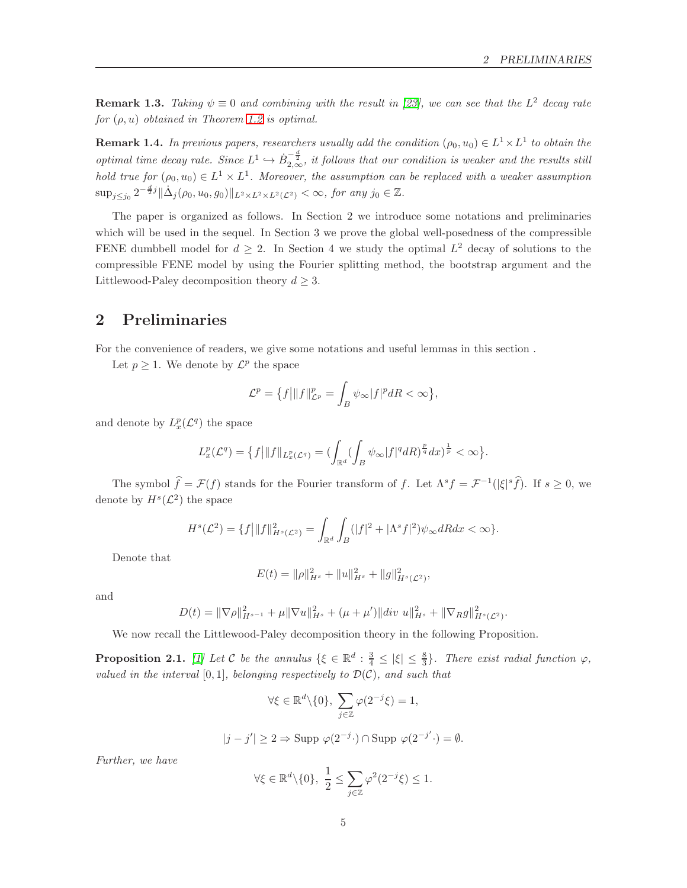**Remark 1.3.** *Taking $\psi \equiv 0$ and combining with the result in [23], we can see that the $L^2$ decay rate for $(\rho, u)$ obtained in Theorem 1.2 is optimal.*

**Remark 1.4.** *In previous papers, researchers usually add the condition $(\rho_0, u_0) \in L^1 \times L^1$ to obtain the optimal time decay rate. Since $L^1 \hookrightarrow \dot{B}^{-\frac{d}{2}}_{2,\infty}$, it follows that our condition is weaker and the results still hold true for $(\rho_0, u_0) \in L^1 \times L^1$. Moreover, the assumption can be replaced with a weaker assumption $\sup_{j \le j_0} 2^{-\frac{d}{2}j} \|\dot{\Delta}_j(\rho_0, u_0, g_0)\|_{L^2 \times L^2 \times L^2(\mathcal{L}^2)} < \infty$, for any $j_0 \in \mathbb{Z}$.*

The paper is organized as follows. In Section 2 we introduce some notations and preliminaries which will be used in the sequel. In Section 3 we prove the global well-posedness of the compressible FENE dumbbell model for $d \ge 2$. In Section 4 we study the optimal $L^2$ decay of solutions to the compressible FENE model by using the Fourier splitting method, the bootstrap argument and the Littlewood-Paley decomposition theory $d \ge 3$.

# 2 Preliminaries

For the convenience of readers, we give some notations and useful lemmas in this section .

Let $p \ge 1$. We denote by $\mathcal{L}^p$ the space

$$\mathcal{L}^p = \big\{ f \big| \|f\|^p_{\mathcal{L}^p} = \int_B \psi_\infty |f|^p dR < \infty \big\},$$

and denote by $L^p_x(\mathcal{L}^q)$ the space

$$L^p_x(\mathcal{L}^q) = \big\{ f \big| \|f\|_{L^p_x(\mathcal{L}^q)} = (\int_{\mathbb{R}^d} (\int_B \psi_\infty |f|^q dR)^{\frac{p}{q}} dx)^{\frac{1}{p}} < \infty \big\}.$$

The symbol $\widehat{f} = \mathcal{F}(f)$ stands for the Fourier transform of $f$. Let $\Lambda^s f = \mathcal{F}^{-1}(|\xi|^s \widehat{f})$. If $s \ge 0$, we denote by $H^s(\mathcal{L}^2)$ the space

$$H^s(\mathcal{L}^2) = \{ f \big| \|f\|^2_{H^s(\mathcal{L}^2)} = \int_{\mathbb{R}^d} \int_B (|f|^2 + |\Lambda^s f|^2) \psi_\infty dR dx < \infty \}.$$

Denote that

$$E(t) = \|\rho\|^2_{H^s} + \|u\|^2_{H^s} + \|g\|^2_{H^s(\mathcal{L}^2)},$$

and

$$D(t) = \|\nabla \rho\|^2_{H^{s-1}} + \mu \|\nabla u\|^2_{H^s} + (\mu + \mu') \|div\ u\|^2_{H^s} + \|\nabla_R g\|^2_{H^s(\mathcal{L}^2)}.$$

We now recall the Littlewood-Paley decomposition theory in the following Proposition.

**Proposition 2.1.** [1] *Let $\mathcal{C}$ be the annulus $\{\xi \in \mathbb{R}^d : \frac{3}{4} \le |\xi| \le \frac{8}{3}\}$. There exist radial function $\varphi$, valued in the interval $[0, 1]$, belonging respectively to $\mathcal{D}(\mathcal{C})$, and such that*

$$\forall \xi \in \mathbb{R}^d \backslash \{0\},\ \sum_{j \in \mathbb{Z}} \varphi(2^{-j}\xi) = 1,$$

$$|j - j'| \ge 2 \Rightarrow \text{Supp}\ \varphi(2^{-j} \cdot) \cap \text{Supp}\ \varphi(2^{-j'} \cdot) = \emptyset.$$

*Further, we have*

$$\forall \xi \in \mathbb{R}^d \backslash \{0\},\ \frac{1}{2} \le \sum_{j \in \mathbb{Z}} \varphi^2(2^{-j}\xi) \le 1.$$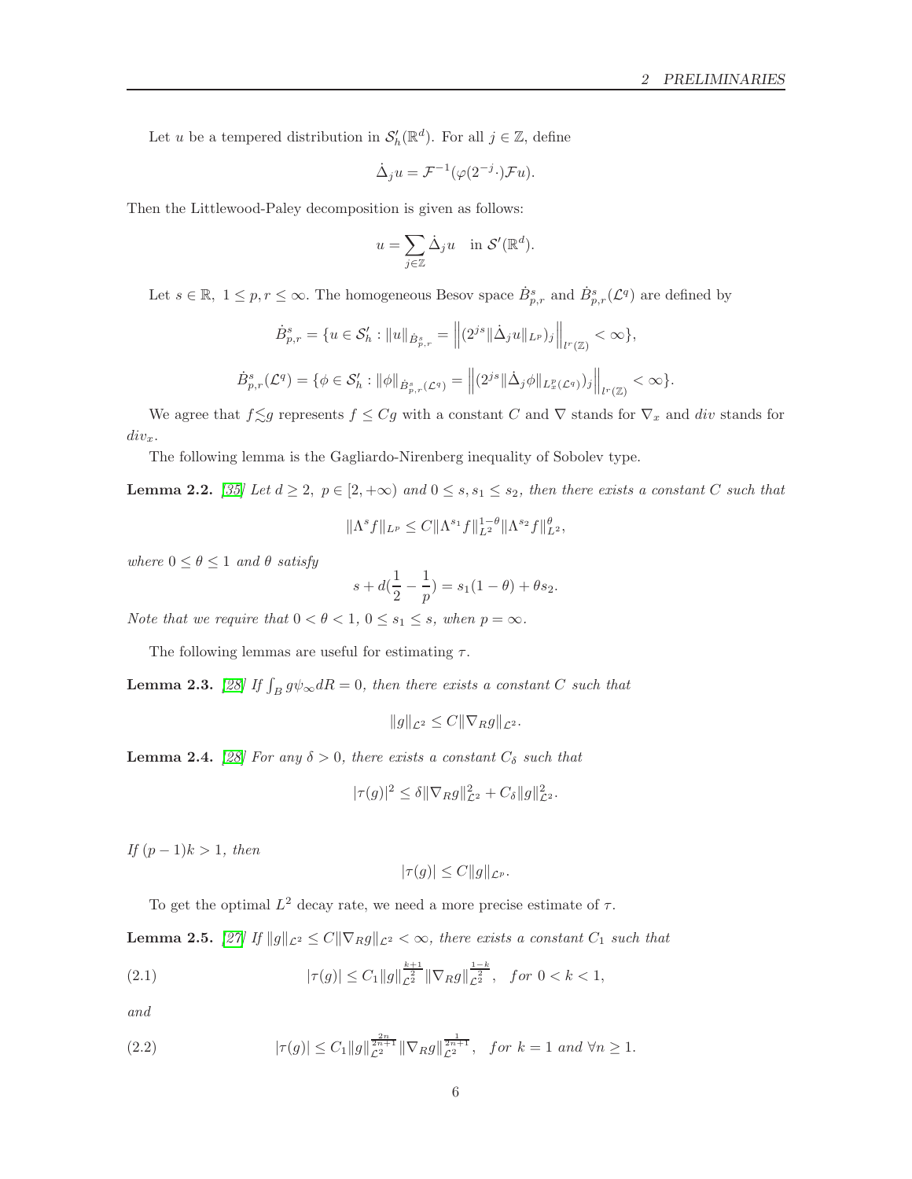Let $u$ be a tempered distribution in $\mathcal{S}'_h(\mathbb{R}^d)$. For all $j \in \mathbb{Z}$, define

$$\dot{\Delta}_j u = \mathcal{F}^{-1}(\varphi(2^{-j}\cdot)\mathcal{F}u).$$

Then the Littlewood-Paley decomposition is given as follows:

$$u = \sum_{j\in\mathbb{Z}} \dot{\Delta}_j u \quad \text{in } \mathcal{S}'(\mathbb{R}^d).$$

Let $s \in \mathbb{R}$, $1 \le p, r \le \infty$. The homogeneous Besov space $\dot{B}^s_{p,r}$ and $\dot{B}^s_{p,r}(\mathcal{L}^q)$ are defined by

$$\dot{B}^s_{p,r} = \{u \in \mathcal{S}'_h : \|u\|_{\dot{B}^s_{p,r}} = \left\|(2^{js}\|\dot{\Delta}_j u\|_{L^p})_j\right\|_{l^r(\mathbb{Z})} < \infty\},$$

$$\dot{B}^s_{p,r}(\mathcal{L}^q) = \{\phi \in \mathcal{S}'_h : \|\phi\|_{\dot{B}^s_{p,r}(\mathcal{L}^q)} = \left\|(2^{js}\|\dot{\Delta}_j \phi\|_{L^p_x(\mathcal{L}^q)})_j\right\|_{l^r(\mathbb{Z})} < \infty\}.$$

We agree that $f \lesssim g$ represents $f \le Cg$ with a constant $C$ and $\nabla$ stands for $\nabla_x$ and $div$ stands for $div_x$.

The following lemma is the Gagliardo-Nirenberg inequality of Sobolev type.

**Lemma 2.2.** [35] *Let $d \ge 2$, $p \in [2, +\infty)$ and $0 \le s, s_1 \le s_2$, then there exists a constant $C$ such that*

$$\|\Lambda^s f\|_{L^p} \le C\|\Lambda^{s_1} f\|_{L^2}^{1-\theta}\|\Lambda^{s_2} f\|_{L^2}^{\theta},$$

*where $0 \le \theta \le 1$ and $\theta$ satisfy*

$$s + d(\frac{1}{2} - \frac{1}{p}) = s_1(1-\theta) + \theta s_2.$$

*Note that we require that $0 < \theta < 1$, $0 \le s_1 \le s$, when $p = \infty$.*

The following lemmas are useful for estimating $\tau$.

**Lemma 2.3.** [28] *If $\int_B g\psi_\infty dR = 0$, then there exists a constant $C$ such that*

$$\|g\|_{\mathcal{L}^2} \le C\|\nabla_R g\|_{\mathcal{L}^2}.$$

**Lemma 2.4.** [28] *For any $\delta > 0$, there exists a constant $C_\delta$ such that*

$$|\tau(g)|^2 \le \delta\|\nabla_R g\|_{\mathcal{L}^2}^2 + C_\delta\|g\|_{\mathcal{L}^2}^2.$$

*If $(p-1)k > 1$, then*

$$|\tau(g)| \le C\|g\|_{\mathcal{L}^p}.$$

To get the optimal $L^2$ decay rate, we need a more precise estimate of $\tau$.

**Lemma 2.5.** [27] *If $\|g\|_{\mathcal{L}^2} \le C\|\nabla_R g\|_{\mathcal{L}^2} < \infty$, there exists a constant $C_1$ such that*

$$|\tau(g)| \le C_1\|g\|_{\mathcal{L}^2}^{\frac{k+1}{2}}\|\nabla_R g\|_{\mathcal{L}^2}^{\frac{1-k}{2}}, \quad \text{for } 0 < k < 1, \tag{2.1}$$

*and*

$$|\tau(g)| \le C_1\|g\|_{\mathcal{L}^2}^{\frac{2n}{2n+1}}\|\nabla_R g\|_{\mathcal{L}^2}^{\frac{1}{2n+1}}, \quad \text{for } k = 1 \text{ and } \forall n \ge 1. \tag{2.2}$$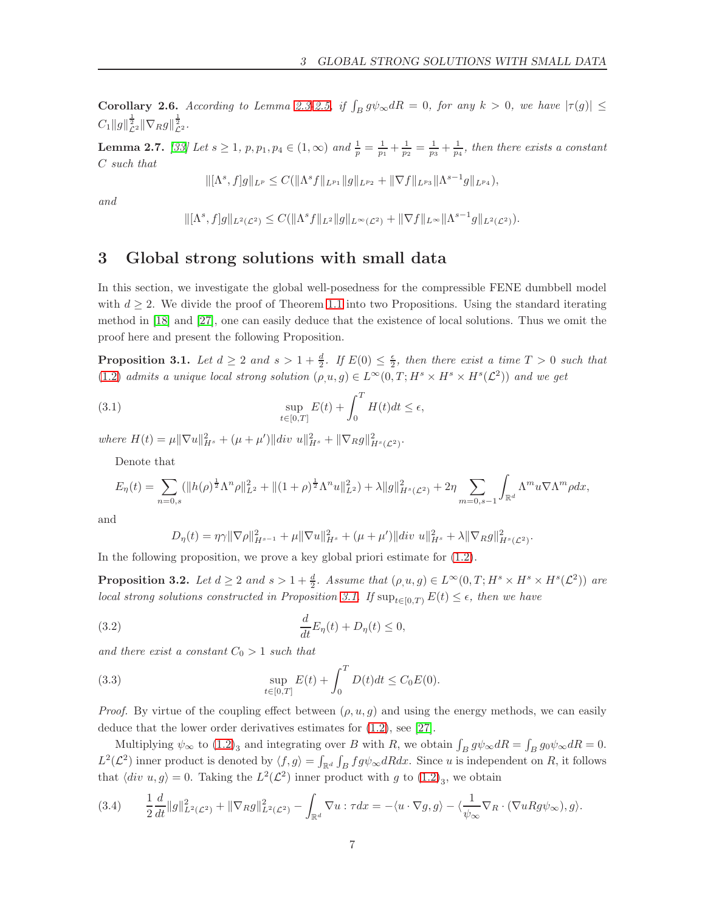**Corollary 2.6.** *According to Lemma 2.3–2.5, if $\int_B g\psi_\infty dR = 0$, for any $k > 0$, we have $|\tau(g)| \leq C_1 \|g\|_{\mathcal{L}^2}^{\frac{1}{2}} \|\nabla_R g\|_{\mathcal{L}^2}^{\frac{1}{2}}$.*

**Lemma 2.7.** *[33] Let $s \geq 1$, $p, p_1, p_4 \in (1, \infty)$ and $\frac{1}{p} = \frac{1}{p_1} + \frac{1}{p_2} = \frac{1}{p_3} + \frac{1}{p_4}$, then there exists a constant $C$ such that*

$$\|[\Lambda^s, f]g\|_{L^p} \leq C(\|\Lambda^s f\|_{L^{p_1}} \|g\|_{L^{p_2}} + \|\nabla f\|_{L^{p_3}} \|\Lambda^{s-1} g\|_{L^{p_4}}),$$

*and*

$$\|[\Lambda^s, f]g\|_{L^2(\mathcal{L}^2)} \leq C(\|\Lambda^s f\|_{L^2} \|g\|_{L^\infty(\mathcal{L}^2)} + \|\nabla f\|_{L^\infty} \|\Lambda^{s-1} g\|_{L^2(\mathcal{L}^2)}).$$

# 3 Global strong solutions with small data

In this section, we investigate the global well-posedness for the compressible FENE dumbbell model with $d \geq 2$. We divide the proof of Theorem 1.1 into two Propositions. Using the standard iterating method in [18] and [27], one can easily deduce that the existence of local solutions. Thus we omit the proof here and present the following Proposition.

**Proposition 3.1.** *Let $d \geq 2$ and $s > 1 + \frac{d}{2}$. If $E(0) \leq \frac{\epsilon}{2}$, then there exist a time $T > 0$ such that (1.2) admits a unique local strong solution $(\rho, u, g) \in L^\infty(0, T; H^s \times H^s \times H^s(\mathcal{L}^2))$ and we get*

$$\sup_{t \in [0,T]} E(t) + \int_0^T H(t) dt \leq \epsilon, \tag{3.1}$$

*where $H(t) = \mu \|\nabla u\|_{H^s}^2 + (\mu + \mu') \|div\ u\|_{H^s}^2 + \|\nabla_R g\|_{H^s(\mathcal{L}^2)}^2$.*

Denote that

$$E_\eta(t) = \sum_{n=0,s} (\|h(\rho)^{\frac{1}{2}} \Lambda^n \rho\|_{L^2}^2 + \|(1+\rho)^{\frac{1}{2}} \Lambda^n u\|_{L^2}^2) + \lambda \|g\|_{H^s(\mathcal{L}^2)}^2 + 2\eta \sum_{m=0,s-1} \int_{\mathbb{R}^d} \Lambda^m u \nabla \Lambda^m \rho dx,$$

and

$$D_\eta(t) = \eta\gamma \|\nabla \rho\|_{H^{s-1}}^2 + \mu \|\nabla u\|_{H^s}^2 + (\mu + \mu') \|div\ u\|_{H^s}^2 + \lambda \|\nabla_R g\|_{H^s(\mathcal{L}^2)}^2.$$

In the following proposition, we prove a key global priori estimate for (1.2).

**Proposition 3.2.** *Let $d \geq 2$ and $s > 1 + \frac{d}{2}$. Assume that $(\rho, u, g) \in L^\infty(0, T; H^s \times H^s \times H^s(\mathcal{L}^2))$ are local strong solutions constructed in Proposition 3.1. If $\sup_{t \in [0,T)} E(t) \leq \epsilon$, then we have*

$$\frac{d}{dt} E_\eta(t) + D_\eta(t) \leq 0, \tag{3.2}$$

*and there exist a constant $C_0 > 1$ such that*

$$\sup_{t \in [0,T]} E(t) + \int_0^T D(t) dt \leq C_0 E(0). \tag{3.3}$$

*Proof.* By virtue of the coupling effect between $(\rho, u, g)$ and using the energy methods, we can easily deduce that the lower order derivatives estimates for (1.2), see [27].

Multiplying $\psi_\infty$ to $(1.2)_3$ and integrating over $B$ with $R$, we obtain $\int_B g\psi_\infty dR = \int_B g_0 \psi_\infty dR = 0$. $L^2(\mathcal{L}^2)$ inner product is denoted by $\langle f, g \rangle = \int_{\mathbb{R}^d} \int_B fg\psi_\infty dR dx$. Since $u$ is independent on $R$, it follows that $\langle div\ u, g \rangle = 0$. Taking the $L^2(\mathcal{L}^2)$ inner product with $g$ to $(1.2)_3$, we obtain

$$\frac{1}{2} \frac{d}{dt} \|g\|_{L^2(\mathcal{L}^2)}^2 + \|\nabla_R g\|_{L^2(\mathcal{L}^2)}^2 - \int_{\mathbb{R}^d} \nabla u : \tau dx = -\langle u \cdot \nabla g, g \rangle - \langle \frac{1}{\psi_\infty} \nabla_R \cdot (\nabla u R g \psi_\infty), g \rangle. \tag{3.4}$$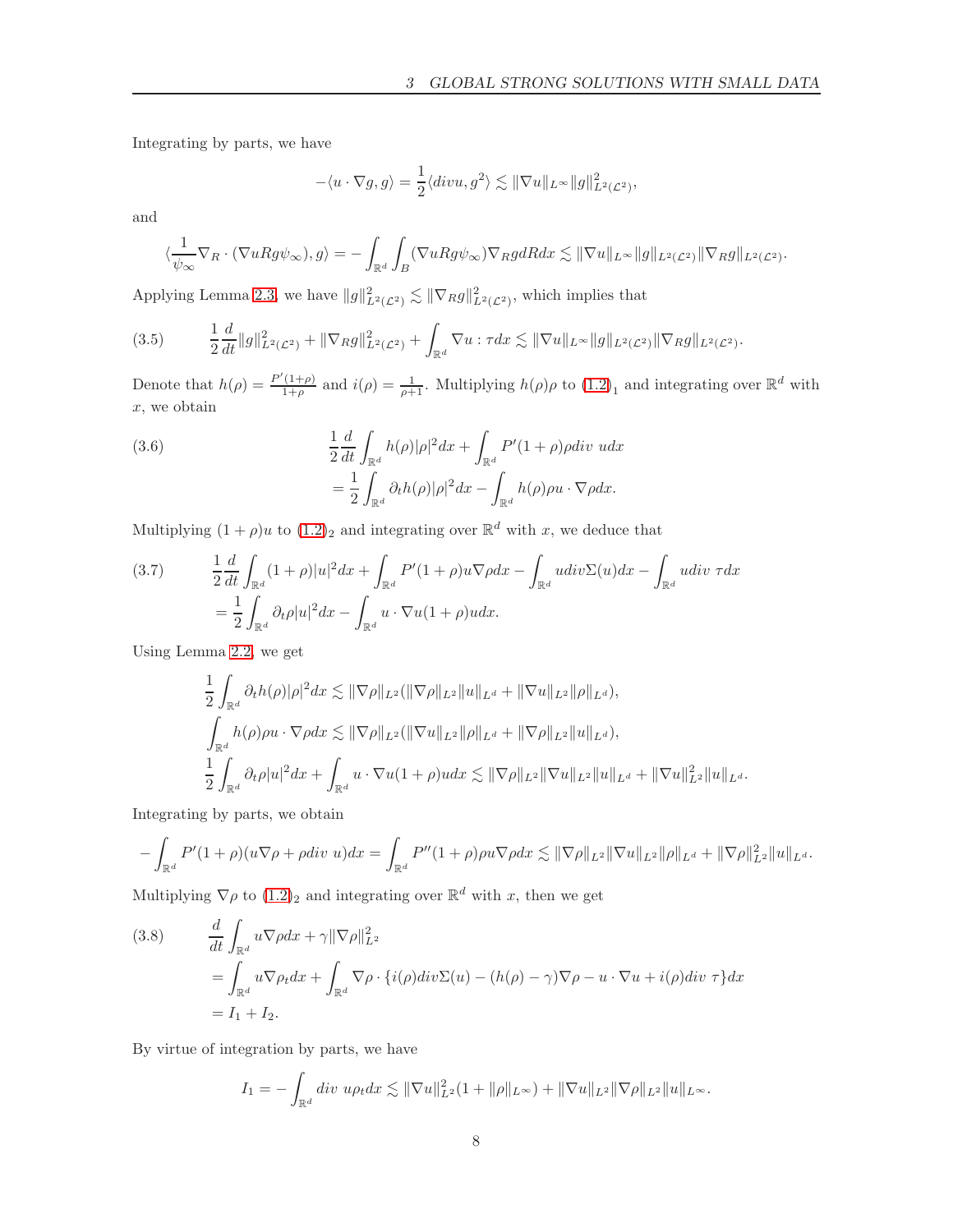Integrating by parts, we have

$$-\langle u\cdot\nabla g, g\rangle = \frac{1}{2}\langle divu, g^2\rangle \lesssim \|\nabla u\|_{L^\infty}\|g\|^2_{L^2(\mathcal{L}^2)},$$

and

$$\langle \frac{1}{\psi_\infty}\nabla_R\cdot(\nabla uRg\psi_\infty), g\rangle = -\int_{\mathbb{R}^d}\int_B(\nabla uRg\psi_\infty)\nabla_R gdRdx \lesssim \|\nabla u\|_{L^\infty}\|g\|_{L^2(\mathcal{L}^2)}\|\nabla_R g\|_{L^2(\mathcal{L}^2)}.$$

Applying Lemma 2.3, we have $\|g\|^2_{L^2(\mathcal{L}^2)} \lesssim \|\nabla_R g\|^2_{L^2(\mathcal{L}^2)}$, which implies that

$$\frac{1}{2}\frac{d}{dt}\|g\|^2_{L^2(\mathcal{L}^2)} + \|\nabla_R g\|^2_{L^2(\mathcal{L}^2)} + \int_{\mathbb{R}^d}\nabla u : \tau dx \lesssim \|\nabla u\|_{L^\infty}\|g\|_{L^2(\mathcal{L}^2)}\|\nabla_R g\|_{L^2(\mathcal{L}^2)}. \tag{3.5}$$

Denote that $h(\rho) = \frac{P'(1+\rho)}{1+\rho}$ and $i(\rho) = \frac{1}{\rho+1}$. Multiplying $h(\rho)\rho$ to $(1.2)_1$ and integrating over $\mathbb{R}^d$ with $x$, we obtain

$$\begin{aligned}\frac{1}{2}\frac{d}{dt}\int_{\mathbb{R}^d}h(\rho)|\rho|^2dx + \int_{\mathbb{R}^d}P'(1+\rho)\rho div\ udx\\ = \frac{1}{2}\int_{\mathbb{R}^d}\partial_t h(\rho)|\rho|^2dx - \int_{\mathbb{R}^d}h(\rho)\rho u\cdot\nabla\rho dx.\end{aligned} \tag{3.6}$$

Multiplying $(1+\rho)u$ to $(1.2)_2$ and integrating over $\mathbb{R}^d$ with $x$, we deduce that

$$\begin{aligned}&\frac{1}{2}\frac{d}{dt}\int_{\mathbb{R}^d}(1+\rho)|u|^2dx + \int_{\mathbb{R}^d}P'(1+\rho)u\nabla\rho dx - \int_{\mathbb{R}^d}udiv\Sigma(u)dx - \int_{\mathbb{R}^d}udiv\ \tau dx\\ &= \frac{1}{2}\int_{\mathbb{R}^d}\partial_t\rho|u|^2dx - \int_{\mathbb{R}^d}u\cdot\nabla u(1+\rho)udx.\end{aligned} \tag{3.7}$$

Using Lemma 2.2, we get

$$\begin{aligned}&\frac{1}{2}\int_{\mathbb{R}^d}\partial_t h(\rho)|\rho|^2dx \lesssim \|\nabla\rho\|_{L^2}(\|\nabla\rho\|_{L^2}\|u\|_{L^d} + \|\nabla u\|_{L^2}\|\rho\|_{L^d}),\\ &\int_{\mathbb{R}^d}h(\rho)\rho u\cdot\nabla\rho dx \lesssim \|\nabla\rho\|_{L^2}(\|\nabla u\|_{L^2}\|\rho\|_{L^d} + \|\nabla\rho\|_{L^2}\|u\|_{L^d}),\\ &\frac{1}{2}\int_{\mathbb{R}^d}\partial_t\rho|u|^2dx + \int_{\mathbb{R}^d}u\cdot\nabla u(1+\rho)udx \lesssim \|\nabla\rho\|_{L^2}\|\nabla u\|_{L^2}\|u\|_{L^d} + \|\nabla u\|^2_{L^2}\|u\|_{L^d}.\end{aligned}$$

Integrating by parts, we obtain

$$-\int_{\mathbb{R}^d}P'(1+\rho)(u\nabla\rho + \rho div\ u)dx = \int_{\mathbb{R}^d}P''(1+\rho)\rho u\nabla\rho dx \lesssim \|\nabla\rho\|_{L^2}\|\nabla u\|_{L^2}\|\rho\|_{L^d} + \|\nabla\rho\|^2_{L^2}\|u\|_{L^d}.$$

Multiplying $\nabla\rho$ to $(1.2)_2$ and integrating over $\mathbb{R}^d$ with $x$, then we get

$$\begin{aligned}&\frac{d}{dt}\int_{\mathbb{R}^d}u\nabla\rho dx + \gamma\|\nabla\rho\|^2_{L^2}\\ &= \int_{\mathbb{R}^d}u\nabla\rho_t dx + \int_{\mathbb{R}^d}\nabla\rho\cdot\{i(\rho)div\Sigma(u) - (h(\rho)-\gamma)\nabla\rho - u\cdot\nabla u + i(\rho)div\ \tau\}dx\\ &= I_1 + I_2.\end{aligned} \tag{3.8}$$

By virtue of integration by parts, we have

$$I_1 = -\int_{\mathbb{R}^d}div\ u\rho_t dx \lesssim \|\nabla u\|^2_{L^2}(1+\|\rho\|_{L^\infty}) + \|\nabla u\|_{L^2}\|\nabla\rho\|_{L^2}\|u\|_{L^\infty}.$$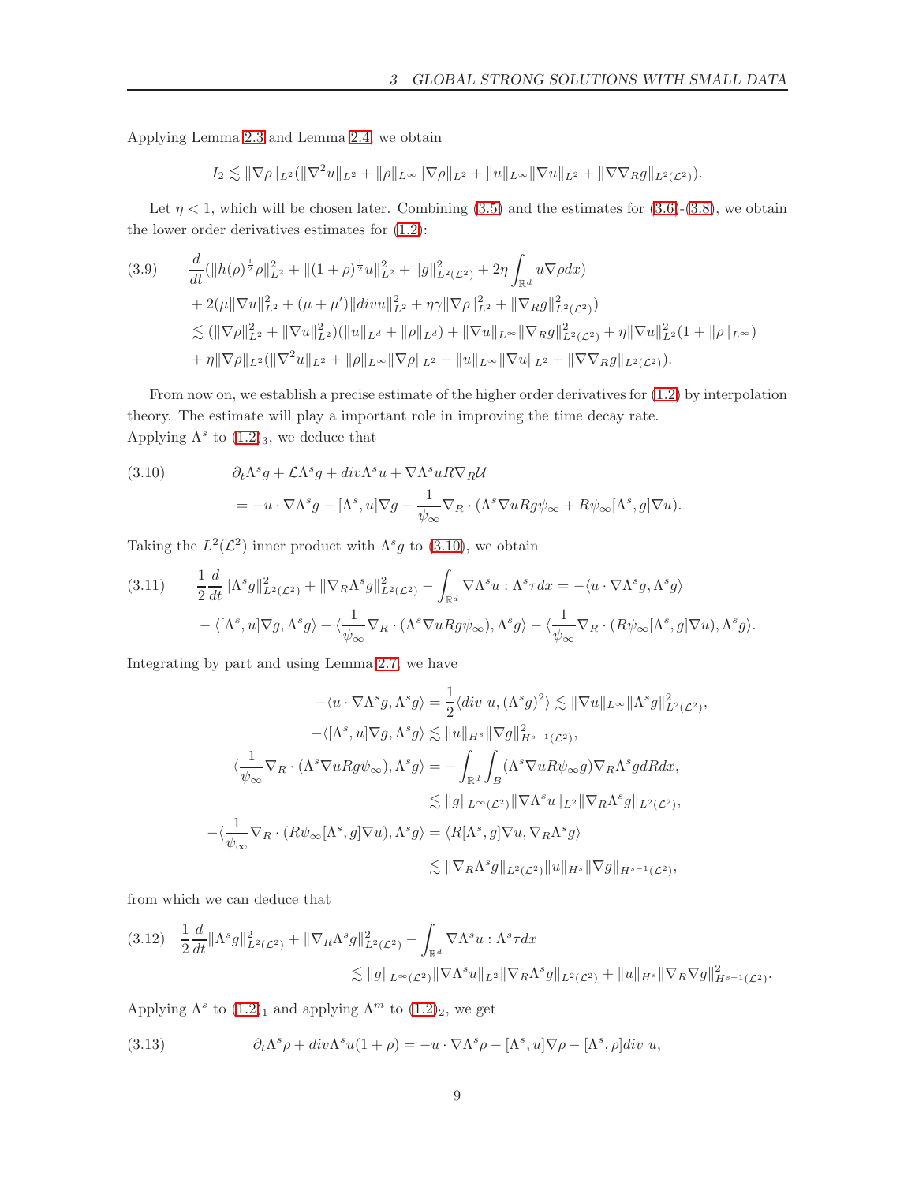Applying Lemma 2.3 and Lemma 2.4, we obtain

$$I_2 \lesssim \|\nabla\rho\|_{L^2}(\|\nabla^2 u\|_{L^2} + \|\rho\|_{L^\infty}\|\nabla\rho\|_{L^2} + \|u\|_{L^\infty}\|\nabla u\|_{L^2} + \|\nabla\nabla_R g\|_{L^2(\mathcal{L}^2)}).$$

Let $\eta < 1$, which will be chosen later. Combining (3.5) and the estimates for (3.6)-(3.8), we obtain the lower order derivatives estimates for (1.2):

$$
\begin{aligned}
(3.9)\qquad & \frac{d}{dt}(\|h(\rho)^{\frac{1}{2}}\rho\|_{L^2}^2 + \|(1+\rho)^{\frac{1}{2}}u\|_{L^2}^2 + \|g\|_{L^2(\mathcal{L}^2)}^2 + 2\eta\int_{\mathbb{R}^d} u\nabla\rho dx) \\
& + 2(\mu\|\nabla u\|_{L^2}^2 + (\mu+\mu')\|divu\|_{L^2}^2 + \eta\gamma\|\nabla\rho\|_{L^2}^2 + \|\nabla_R g\|_{L^2(\mathcal{L}^2)}^2) \\
& \lesssim (\|\nabla\rho\|_{L^2}^2 + \|\nabla u\|_{L^2}^2)(\|u\|_{L^d} + \|\rho\|_{L^d}) + \|\nabla u\|_{L^\infty}\|\nabla_R g\|_{L^2(\mathcal{L}^2)}^2 + \eta\|\nabla u\|_{L^2}^2(1 + \|\rho\|_{L^\infty}) \\
& + \eta\|\nabla\rho\|_{L^2}(\|\nabla^2 u\|_{L^2} + \|\rho\|_{L^\infty}\|\nabla\rho\|_{L^2} + \|u\|_{L^\infty}\|\nabla u\|_{L^2} + \|\nabla\nabla_R g\|_{L^2(\mathcal{L}^2)}).
\end{aligned}
$$

From now on, we establish a precise estimate of the higher order derivatives for (1.2) by interpolation theory. The estimate will play a important role in improving the time decay rate. Applying $\Lambda^s$ to $(1.2)_3$, we deduce that

$$
\begin{aligned}
(3.10)\qquad & \partial_t\Lambda^s g + \mathcal{L}\Lambda^s g + div\Lambda^s u + \nabla\Lambda^s uR\nabla_R\mathcal{U} \\
& = -u\cdot\nabla\Lambda^s g - [\Lambda^s, u]\nabla g - \frac{1}{\psi_\infty}\nabla_R\cdot(\Lambda^s\nabla uRg\psi_\infty + R\psi_\infty[\Lambda^s, g]\nabla u).
\end{aligned}
$$

Taking the $L^2(\mathcal{L}^2)$ inner product with $\Lambda^s g$ to (3.10), we obtain

$$
\begin{aligned}
(3.11)\qquad & \frac{1}{2}\frac{d}{dt}\|\Lambda^s g\|_{L^2(\mathcal{L}^2)}^2 + \|\nabla_R\Lambda^s g\|_{L^2(\mathcal{L}^2)}^2 - \int_{\mathbb{R}^d}\nabla\Lambda^s u : \Lambda^s\tau dx = -\langle u\cdot\nabla\Lambda^s g, \Lambda^s g\rangle \\
& - \langle[\Lambda^s, u]\nabla g, \Lambda^s g\rangle - \langle\frac{1}{\psi_\infty}\nabla_R\cdot(\Lambda^s\nabla uRg\psi_\infty), \Lambda^s g\rangle - \langle\frac{1}{\psi_\infty}\nabla_R\cdot(R\psi_\infty[\Lambda^s, g]\nabla u), \Lambda^s g\rangle.
\end{aligned}
$$

Integrating by part and using Lemma 2.7, we have

$$
\begin{aligned}
-\langle u\cdot\nabla\Lambda^s g, \Lambda^s g\rangle &= \frac{1}{2}\langle div\ u, (\Lambda^s g)^2\rangle \lesssim \|\nabla u\|_{L^\infty}\|\Lambda^s g\|_{L^2(\mathcal{L}^2)}^2, \\
-\langle[\Lambda^s, u]\nabla g, \Lambda^s g\rangle &\lesssim \|u\|_{H^s}\|\nabla g\|_{H^{s-1}(\mathcal{L}^2)}^2, \\
\langle\frac{1}{\psi_\infty}\nabla_R\cdot(\Lambda^s\nabla uRg\psi_\infty), \Lambda^s g\rangle &= -\int_{\mathbb{R}^d}\int_B(\Lambda^s\nabla uR\psi_\infty g)\nabla_R\Lambda^s gdRdx, \\
&\lesssim \|g\|_{L^\infty(\mathcal{L}^2)}\|\nabla\Lambda^s u\|_{L^2}\|\nabla_R\Lambda^s g\|_{L^2(\mathcal{L}^2)}, \\
-\langle\frac{1}{\psi_\infty}\nabla_R\cdot(R\psi_\infty[\Lambda^s, g]\nabla u), \Lambda^s g\rangle &= \langle R[\Lambda^s, g]\nabla u, \nabla_R\Lambda^s g\rangle \\
&\lesssim \|\nabla_R\Lambda^s g\|_{L^2(\mathcal{L}^2)}\|u\|_{H^s}\|\nabla g\|_{H^{s-1}(\mathcal{L}^2)},
\end{aligned}
$$

from which we can deduce that

$$
\begin{aligned}
(3.12)\quad & \frac{1}{2}\frac{d}{dt}\|\Lambda^s g\|_{L^2(\mathcal{L}^2)}^2 + \|\nabla_R\Lambda^s g\|_{L^2(\mathcal{L}^2)}^2 - \int_{\mathbb{R}^d}\nabla\Lambda^s u : \Lambda^s\tau dx \\
& \lesssim \|g\|_{L^\infty(\mathcal{L}^2)}\|\nabla\Lambda^s u\|_{L^2}\|\nabla_R\Lambda^s g\|_{L^2(\mathcal{L}^2)} + \|u\|_{H^s}\|\nabla_R\nabla g\|_{H^{s-1}(\mathcal{L}^2)}^2.
\end{aligned}
$$

Applying $\Lambda^s$ to $(1.2)_1$ and applying $\Lambda^m$ to $(1.2)_2$, we get

$$
(3.13)\qquad \partial_t\Lambda^s\rho + div\Lambda^s u(1+\rho) = -u\cdot\nabla\Lambda^s\rho - [\Lambda^s, u]\nabla\rho - [\Lambda^s, \rho]div\ u,
$$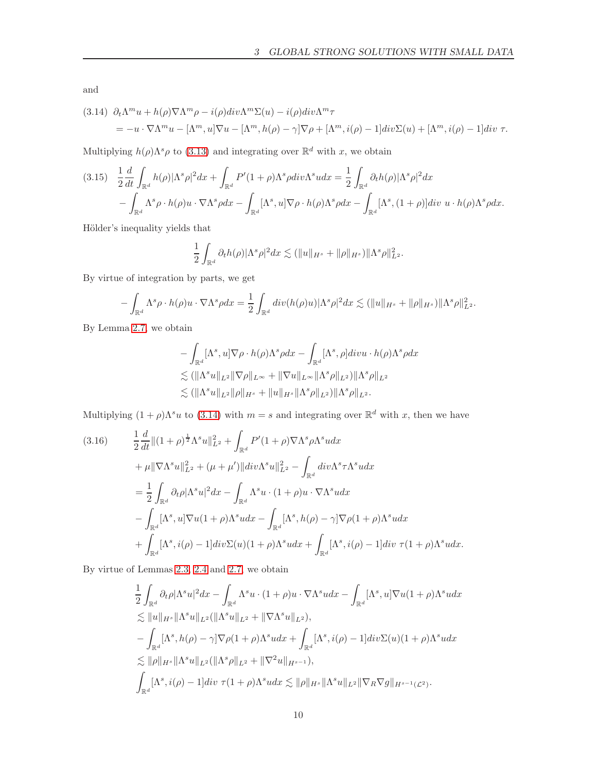and

$$
\begin{aligned}
(3.14)\quad & \partial_t \Lambda^m u + h(\rho)\nabla\Lambda^m\rho - i(\rho)div\Lambda^m\Sigma(u) - i(\rho)div\Lambda^m\tau \\
&= -u\cdot\nabla\Lambda^m u - [\Lambda^m, u]\nabla u - [\Lambda^m, h(\rho)-\gamma]\nabla\rho + [\Lambda^m, i(\rho)-1]div\Sigma(u) + [\Lambda^m, i(\rho)-1]div\ \tau.
\end{aligned}
$$

Multiplying $h(\rho)\Lambda^s\rho$ to (3.13) and integrating over $\mathbb{R}^d$ with $x$, we obtain

$$
\begin{aligned}
(3.15)\quad & \frac{1}{2}\frac{d}{dt}\int_{\mathbb{R}^d} h(\rho)|\Lambda^s\rho|^2dx + \int_{\mathbb{R}^d} P'(1+\rho)\Lambda^s\rho div\Lambda^s u dx = \frac{1}{2}\int_{\mathbb{R}^d}\partial_t h(\rho)|\Lambda^s\rho|^2dx \\
&- \int_{\mathbb{R}^d}\Lambda^s\rho\cdot h(\rho)u\cdot\nabla\Lambda^s\rho dx - \int_{\mathbb{R}^d}[\Lambda^s, u]\nabla\rho\cdot h(\rho)\Lambda^s\rho dx - \int_{\mathbb{R}^d}[\Lambda^s,(1+\rho)]div\ u\cdot h(\rho)\Lambda^s\rho dx.
\end{aligned}
$$

Hölder's inequality yields that

$$
\frac{1}{2}\int_{\mathbb{R}^d}\partial_t h(\rho)|\Lambda^s\rho|^2dx \lesssim (\|u\|_{H^s} + \|\rho\|_{H^s})\|\Lambda^s\rho\|^2_{L^2}.
$$

By virtue of integration by parts, we get

$$
-\int_{\mathbb{R}^d}\Lambda^s\rho\cdot h(\rho)u\cdot\nabla\Lambda^s\rho dx = \frac{1}{2}\int_{\mathbb{R}^d} div(h(\rho)u)|\Lambda^s\rho|^2dx \lesssim (\|u\|_{H^s} + \|\rho\|_{H^s})\|\Lambda^s\rho\|^2_{L^2}.
$$

By Lemma 2.7, we obtain

$$
\begin{aligned}
&-\int_{\mathbb{R}^d}[\Lambda^s, u]\nabla\rho\cdot h(\rho)\Lambda^s\rho dx - \int_{\mathbb{R}^d}[\Lambda^s,\rho]divu\cdot h(\rho)\Lambda^s\rho dx \\
&\lesssim (\|\Lambda^s u\|_{L^2}\|\nabla\rho\|_{L^\infty} + \|\nabla u\|_{L^\infty}\|\Lambda^s\rho\|_{L^2})\|\Lambda^s\rho\|_{L^2} \\
&\lesssim (\|\Lambda^s u\|_{L^2}\|\rho\|_{H^s} + \|u\|_{H^s}\|\Lambda^s\rho\|_{L^2})\|\Lambda^s\rho\|_{L^2}.
\end{aligned}
$$

Multiplying $(1+\rho)\Lambda^s u$ to (3.14) with $m=s$ and integrating over $\mathbb{R}^d$ with $x$, then we have

$$
\begin{aligned}
(3.16)\qquad & \frac{1}{2}\frac{d}{dt}\|(1+\rho)^{\frac{1}{2}}\Lambda^s u\|^2_{L^2} + \int_{\mathbb{R}^d} P'(1+\rho)\nabla\Lambda^s\rho\Lambda^s u dx \\
&+ \mu\|\nabla\Lambda^s u\|^2_{L^2} + (\mu+\mu')\|div\Lambda^s u\|^2_{L^2} - \int_{\mathbb{R}^d} div\Lambda^s\tau\Lambda^s u dx \\
&= \frac{1}{2}\int_{\mathbb{R}^d}\partial_t\rho|\Lambda^s u|^2dx - \int_{\mathbb{R}^d}\Lambda^s u\cdot(1+\rho)u\cdot\nabla\Lambda^s u dx \\
&- \int_{\mathbb{R}^d}[\Lambda^s, u]\nabla u(1+\rho)\Lambda^s u dx - \int_{\mathbb{R}^d}[\Lambda^s, h(\rho)-\gamma]\nabla\rho(1+\rho)\Lambda^s u dx \\
&+ \int_{\mathbb{R}^d}[\Lambda^s, i(\rho)-1]div\Sigma(u)(1+\rho)\Lambda^s u dx + \int_{\mathbb{R}^d}[\Lambda^s, i(\rho)-1]div\ \tau(1+\rho)\Lambda^s u dx.
\end{aligned}
$$

By virtue of Lemmas 2.3, 2.4 and 2.7, we obtain

$$
\begin{aligned}
&\frac{1}{2}\int_{\mathbb{R}^d}\partial_t\rho|\Lambda^s u|^2dx - \int_{\mathbb{R}^d}\Lambda^s u\cdot(1+\rho)u\cdot\nabla\Lambda^s u dx - \int_{\mathbb{R}^d}[\Lambda^s, u]\nabla u(1+\rho)\Lambda^s u dx \\
&\lesssim \|u\|_{H^s}\|\Lambda^s u\|_{L^2}(\|\Lambda^s u\|_{L^2} + \|\nabla\Lambda^s u\|_{L^2}), \\
&-\int_{\mathbb{R}^d}[\Lambda^s, h(\rho)-\gamma]\nabla\rho(1+\rho)\Lambda^s u dx + \int_{\mathbb{R}^d}[\Lambda^s, i(\rho)-1]div\Sigma(u)(1+\rho)\Lambda^s u dx \\
&\lesssim \|\rho\|_{H^s}\|\Lambda^s u\|_{L^2}(\|\Lambda^s\rho\|_{L^2} + \|\nabla^2 u\|_{H^{s-1}}), \\
&\int_{\mathbb{R}^d}[\Lambda^s, i(\rho)-1]div\ \tau(1+\rho)\Lambda^s u dx \lesssim \|\rho\|_{H^s}\|\Lambda^s u\|_{L^2}\|\nabla_R\nabla g\|_{H^{s-1}(\mathcal{L}^2)}.
\end{aligned}
$$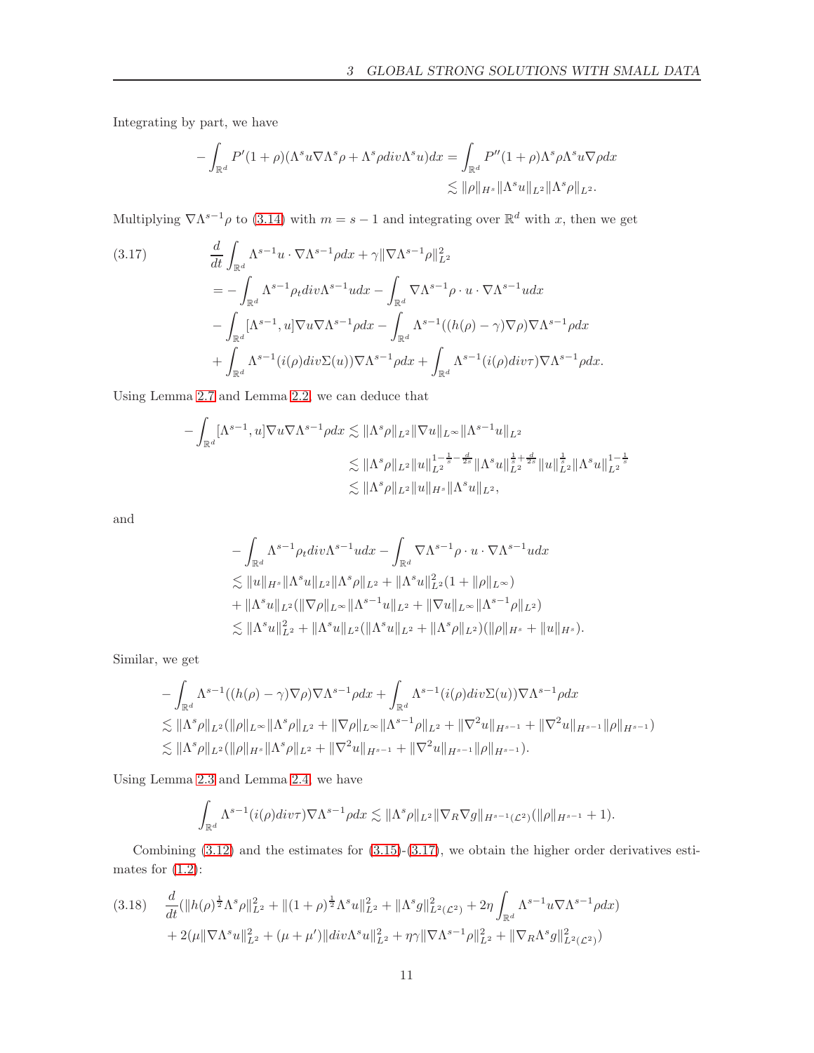Integrating by part, we have

$$
\begin{aligned}
-\int_{\mathbb{R}^d} P'(1+\rho)(\Lambda^s u\nabla\Lambda^s\rho + \Lambda^s\rho div\Lambda^s u)dx &= \int_{\mathbb{R}^d} P''(1+\rho)\Lambda^s\rho\Lambda^s u\nabla\rho dx \\
&\lesssim \|\rho\|_{H^s}\|\Lambda^s u\|_{L^2}\|\Lambda^s\rho\|_{L^2}.
\end{aligned}
$$

Multiplying $\nabla\Lambda^{s-1}\rho$ to (3.14) with $m=s-1$ and integrating over $\mathbb{R}^d$ with $x$, then we get

$$
\begin{aligned}
(3.17)\qquad &\frac{d}{dt}\int_{\mathbb{R}^d}\Lambda^{s-1}u\cdot\nabla\Lambda^{s-1}\rho dx + \gamma\|\nabla\Lambda^{s-1}\rho\|_{L^2}^2 \\
&= -\int_{\mathbb{R}^d}\Lambda^{s-1}\rho_t div\Lambda^{s-1}u dx - \int_{\mathbb{R}^d}\nabla\Lambda^{s-1}\rho\cdot u\cdot\nabla\Lambda^{s-1}u dx \\
&\quad -\int_{\mathbb{R}^d}[\Lambda^{s-1},u]\nabla u\nabla\Lambda^{s-1}\rho dx - \int_{\mathbb{R}^d}\Lambda^{s-1}((h(\rho)-\gamma)\nabla\rho)\nabla\Lambda^{s-1}\rho dx \\
&\quad +\int_{\mathbb{R}^d}\Lambda^{s-1}(i(\rho)div\Sigma(u))\nabla\Lambda^{s-1}\rho dx + \int_{\mathbb{R}^d}\Lambda^{s-1}(i(\rho)div\tau)\nabla\Lambda^{s-1}\rho dx.
\end{aligned}
$$

Using Lemma 2.7 and Lemma 2.2, we can deduce that

$$
\begin{aligned}
-\int_{\mathbb{R}^d}[\Lambda^{s-1},u]\nabla u\nabla\Lambda^{s-1}\rho dx &\lesssim \|\Lambda^s\rho\|_{L^2}\|\nabla u\|_{L^\infty}\|\Lambda^{s-1}u\|_{L^2} \\
&\lesssim \|\Lambda^s\rho\|_{L^2}\|u\|_{L^2}^{1-\frac{1}{s}-\frac{d}{2s}}\|\Lambda^s u\|_{L^2}^{\frac{1}{s}+\frac{d}{2s}}\|u\|_{L^2}^{\frac{1}{s}}\|\Lambda^s u\|_{L^2}^{1-\frac{1}{s}} \\
&\lesssim \|\Lambda^s\rho\|_{L^2}\|u\|_{H^s}\|\Lambda^s u\|_{L^2},
\end{aligned}
$$

and

$$
\begin{aligned}
&-\int_{\mathbb{R}^d}\Lambda^{s-1}\rho_t div\Lambda^{s-1}u dx - \int_{\mathbb{R}^d}\nabla\Lambda^{s-1}\rho\cdot u\cdot\nabla\Lambda^{s-1}u dx \\
&\lesssim \|u\|_{H^s}\|\Lambda^s u\|_{L^2}\|\Lambda^s\rho\|_{L^2} + \|\Lambda^s u\|_{L^2}^2(1+\|\rho\|_{L^\infty}) \\
&+\|\Lambda^s u\|_{L^2}(\|\nabla\rho\|_{L^\infty}\|\Lambda^{s-1}u\|_{L^2} + \|\nabla u\|_{L^\infty}\|\Lambda^{s-1}\rho\|_{L^2}) \\
&\lesssim \|\Lambda^s u\|_{L^2}^2 + \|\Lambda^s u\|_{L^2}(\|\Lambda^s u\|_{L^2} + \|\Lambda^s\rho\|_{L^2})(\|\rho\|_{H^s} + \|u\|_{H^s}).
\end{aligned}
$$

Similar, we get

$$
\begin{aligned}
&-\int_{\mathbb{R}^d}\Lambda^{s-1}((h(\rho)-\gamma)\nabla\rho)\nabla\Lambda^{s-1}\rho dx + \int_{\mathbb{R}^d}\Lambda^{s-1}(i(\rho)div\Sigma(u))\nabla\Lambda^{s-1}\rho dx \\
&\lesssim \|\Lambda^s\rho\|_{L^2}(\|\rho\|_{L^\infty}\|\Lambda^s\rho\|_{L^2} + \|\nabla\rho\|_{L^\infty}\|\Lambda^{s-1}\rho\|_{L^2} + \|\nabla^2 u\|_{H^{s-1}} + \|\nabla^2 u\|_{H^{s-1}}\|\rho\|_{H^{s-1}}) \\
&\lesssim \|\Lambda^s\rho\|_{L^2}(\|\rho\|_{H^s}\|\Lambda^s\rho\|_{L^2} + \|\nabla^2 u\|_{H^{s-1}} + \|\nabla^2 u\|_{H^{s-1}}\|\rho\|_{H^{s-1}}).
\end{aligned}
$$

Using Lemma 2.3 and Lemma 2.4, we have

$$
\int_{\mathbb{R}^d}\Lambda^{s-1}(i(\rho)div\tau)\nabla\Lambda^{s-1}\rho dx \lesssim \|\Lambda^s\rho\|_{L^2}\|\nabla_R\nabla g\|_{H^{s-1}(\mathcal{L}^2)}(\|\rho\|_{H^{s-1}}+1).
$$

Combining (3.12) and the estimates for (3.15)-(3.17), we obtain the higher order derivatives estimates for (1.2):

$$
\begin{aligned}
(3.18)\quad &\frac{d}{dt}(\|h(\rho)^{\frac{1}{2}}\Lambda^s\rho\|_{L^2}^2 + \|(1+\rho)^{\frac{1}{2}}\Lambda^s u\|_{L^2}^2 + \|\Lambda^s g\|_{L^2(\mathcal{L}^2)}^2 + 2\eta\int_{\mathbb{R}^d}\Lambda^{s-1}u\nabla\Lambda^{s-1}\rho dx) \\
&+2(\mu\|\nabla\Lambda^s u\|_{L^2}^2 + (\mu+\mu')\|div\Lambda^s u\|_{L^2}^2 + \eta\gamma\|\nabla\Lambda^{s-1}\rho\|_{L^2}^2 + \|\nabla_R\Lambda^s g\|_{L^2(\mathcal{L}^2)})
\end{aligned}
$$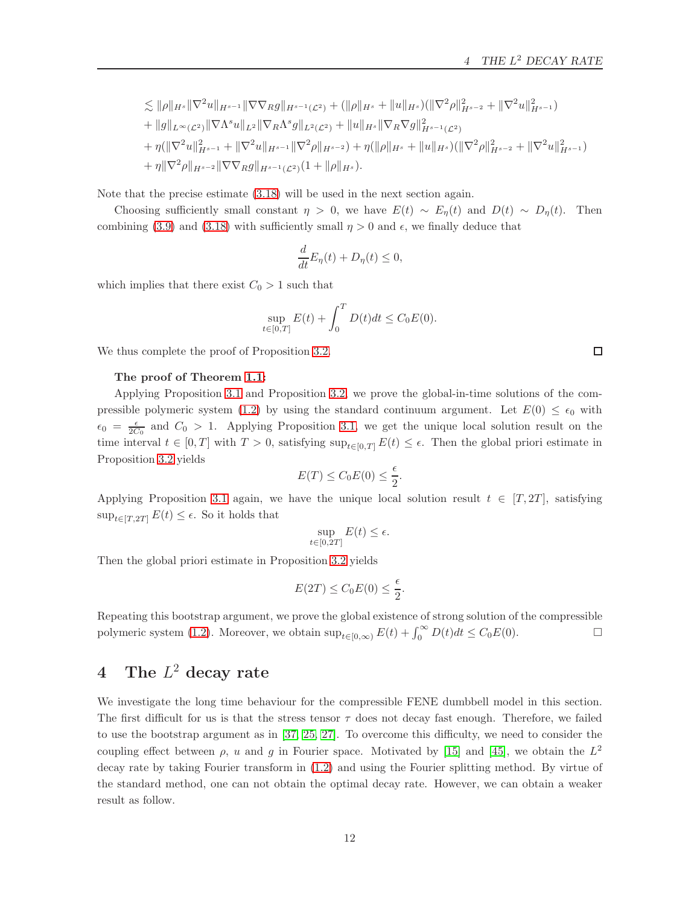$$
\begin{aligned}
&\lesssim \|\rho\|_{H^s}\|\nabla^2 u\|_{H^{s-1}}\|\nabla\nabla_R g\|_{H^{s-1}(\mathcal{L}^2)} + (\|\rho\|_{H^s} + \|u\|_{H^s})(\|\nabla^2\rho\|^2_{H^{s-2}} + \|\nabla^2 u\|^2_{H^{s-1}}) \\
&+ \|g\|_{L^\infty(\mathcal{L}^2)}\|\nabla\Lambda^s u\|_{L^2}\|\nabla_R\Lambda^s g\|_{L^2(\mathcal{L}^2)} + \|u\|_{H^s}\|\nabla_R\nabla g\|^2_{H^{s-1}(\mathcal{L}^2)} \\
&+ \eta(\|\nabla^2 u\|^2_{H^{s-1}} + \|\nabla^2 u\|_{H^{s-1}}\|\nabla^2\rho\|_{H^{s-2}}) + \eta(\|\rho\|_{H^s} + \|u\|_{H^s})(\|\nabla^2\rho\|^2_{H^{s-2}} + \|\nabla^2 u\|^2_{H^{s-1}}) \\
&+ \eta\|\nabla^2\rho\|_{H^{s-2}}\|\nabla\nabla_R g\|_{H^{s-1}(\mathcal{L}^2)}(1 + \|\rho\|_{H^s}).
\end{aligned}
$$

Note that the precise estimate (3.18) will be used in the next section again.

Choosing sufficiently small constant $\eta > 0$, we have $E(t) \sim E_\eta(t)$ and $D(t) \sim D_\eta(t)$. Then combining (3.9) and (3.18) with sufficiently small $\eta > 0$ and $\epsilon$, we finally deduce that

$$
\frac{d}{dt}E_\eta(t) + D_\eta(t) \le 0,
$$

which implies that there exist $C_0 > 1$ such that

$$
\sup_{t\in[0,T]} E(t) + \int_0^T D(t)dt \le C_0 E(0).
$$

We thus complete the proof of Proposition 3.2. $\square$

**The proof of Theorem 1.1:**

Applying Proposition 3.1 and Proposition 3.2, we prove the global-in-time solutions of the compressible polymeric system (1.2) by using the standard continuum argument. Let $E(0) \le \epsilon_0$ with $\epsilon_0 = \frac{\epsilon}{2C_0}$ and $C_0 > 1$. Applying Proposition 3.1, we get the unique local solution result on the time interval $t \in [0,T]$ with $T > 0$, satisfying $\sup_{t\in[0,T]} E(t) \le \epsilon$. Then the global priori estimate in Proposition 3.2 yields

$$
E(T) \le C_0 E(0) \le \frac{\epsilon}{2}.
$$

Applying Proposition 3.1 again, we have the unique local solution result $t \in [T, 2T]$, satisfying $\sup_{t\in[T,2T]} E(t) \le \epsilon$. So it holds that

$$
\sup_{t\in[0,2T]} E(t) \le \epsilon.
$$

Then the global priori estimate in Proposition 3.2 yields

$$
E(2T) \le C_0 E(0) \le \frac{\epsilon}{2}.
$$

Repeating this bootstrap argument, we prove the global existence of strong solution of the compressible polymeric system (1.2). Moreover, we obtain $\sup_{t\in[0,\infty)} E(t) + \int_0^\infty D(t)dt \le C_0 E(0)$. $\square$

# 4 The $L^2$ decay rate

We investigate the long time behaviour for the compressible FENE dumbbell model in this section. The first difficult for us is that the stress tensor $\tau$ does not decay fast enough. Therefore, we failed to use the bootstrap argument as in [37, 25, 27]. To overcome this difficulty, we need to consider the coupling effect between $\rho$, $u$ and $g$ in Fourier space. Motivated by [15] and [45], we obtain the $L^2$ decay rate by taking Fourier transform in (1.2) and using the Fourier splitting method. By virtue of the standard method, one can not obtain the optimal decay rate. However, we can obtain a weaker result as follow.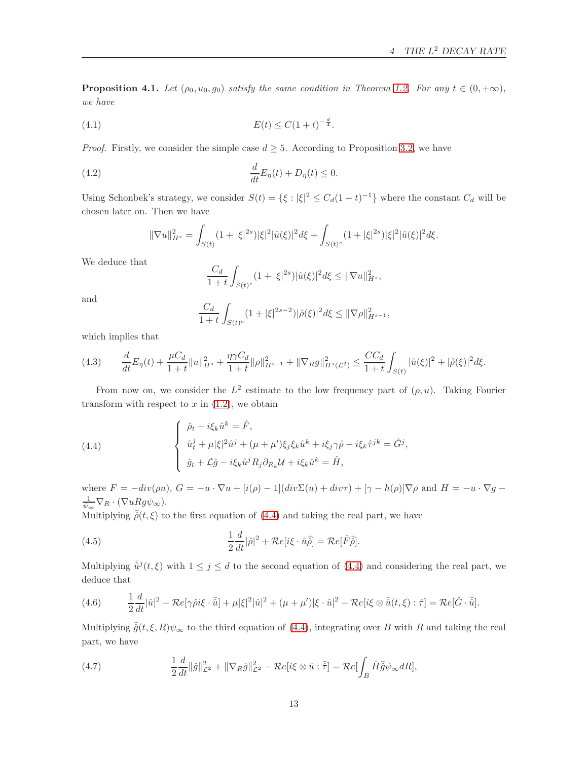**Proposition 4.1.** *Let $(\rho_0, u_0, g_0)$ satisfy the same condition in Theorem 1.2. For any $t \in (0, +\infty)$, we have*

$$E(t) \le C(1+t)^{-\frac{d}{4}}. \tag{4.1}$$

*Proof.* Firstly, we consider the simple case $d \ge 5$. According to Proposition 3.2, we have

$$\frac{d}{dt}E_\eta(t) + D_\eta(t) \le 0. \tag{4.2}$$

Using Schonbek's strategy, we consider $S(t) = \{\xi : |\xi|^2 \le C_d(1+t)^{-1}\}$ where the constant $C_d$ will be chosen later on. Then we have

$$\|\nabla u\|_{H^s}^2 = \int_{S(t)} (1+|\xi|^{2s})|\xi|^2|\hat{u}(\xi)|^2 d\xi + \int_{S(t)^c} (1+|\xi|^{2s})|\xi|^2|\hat{u}(\xi)|^2 d\xi.$$

We deduce that

$$\frac{C_d}{1+t}\int_{S(t)^c} (1+|\xi|^{2s})|\hat{u}(\xi)|^2 d\xi \le \|\nabla u\|_{H^s}^2,$$

and

$$\frac{C_d}{1+t}\int_{S(t)^c} (1+|\xi|^{2s-2})|\hat{\rho}(\xi)|^2 d\xi \le \|\nabla \rho\|_{H^{s-1}}^2,$$

which implies that

$$\frac{d}{dt}E_\eta(t) + \frac{\mu C_d}{1+t}\|u\|_{H^s}^2 + \frac{\eta\gamma C_d}{1+t}\|\rho\|_{H^{s-1}}^2 + \|\nabla_R g\|_{H^s(\mathcal{L}^2)}^2 \le \frac{CC_d}{1+t}\int_{S(t)} |\hat{u}(\xi)|^2 + |\hat{\rho}(\xi)|^2 d\xi. \tag{4.3}$$

From now on, we consider the $L^2$ estimate to the low frequency part of $(\rho, u)$. Taking Fourier transform with respect to $x$ in (1.2), we obtain

$$\begin{cases} \hat{\rho}_t + i\xi_k \hat{u}^k = \hat{F}, \\ \hat{u}_t^j + \mu|\xi|^2\hat{u}^j + (\mu+\mu')\xi_j\xi_k\hat{u}^k + i\xi_j\gamma\hat{\rho} - i\xi_k\hat{\tau}^{jk} = \hat{G}^j, \\ \hat{g}_t + \mathcal{L}\hat{g} - i\xi_k\hat{u}^j R_j \partial_{R_k}\mathcal{U} + i\xi_k\hat{u}^k = \hat{H}, \end{cases} \tag{4.4}$$

where $F = -div(\rho u)$, $G = -u\cdot\nabla u + [i(\rho)-1](div\Sigma(u) + div\tau) + [\gamma - h(\rho)]\nabla\rho$ and $H = -u\cdot\nabla g - \frac{1}{\psi_\infty}\nabla_R\cdot(\nabla u R g\psi_\infty)$.
Multiplying $\bar{\hat{\rho}}(t,\xi)$ to the first equation of (4.4) and taking the real part, we have

$$\frac{1}{2}\frac{d}{dt}|\hat{\rho}|^2 + \mathcal{R}e[i\xi\cdot\hat{u}\bar{\hat{\rho}}] = \mathcal{R}e[\hat{F}\bar{\hat{\rho}}]. \tag{4.5}$$

Multiplying $\bar{\hat{u}}^j(t,\xi)$ with $1 \le j \le d$ to the second equation of (4.4) and considering the real part, we deduce that

$$\frac{1}{2}\frac{d}{dt}|\hat{u}|^2 + \mathcal{R}e[\gamma\hat{\rho}i\xi\cdot\bar{\hat{u}}] + \mu|\xi|^2|\hat{u}|^2 + (\mu+\mu')|\xi\cdot\hat{u}|^2 - \mathcal{R}e[i\xi\otimes\bar{\hat{u}}(t,\xi):\hat{\tau}] = \mathcal{R}e[\hat{G}\cdot\bar{\hat{u}}]. \tag{4.6}$$

Multiplying $\bar{\hat{g}}(t,\xi,R)\psi_\infty$ to the third equation of (4.4), integrating over $B$ with $R$ and taking the real part, we have

$$\frac{1}{2}\frac{d}{dt}\|\hat{g}\|_{\mathcal{L}^2}^2 + \|\nabla_R\hat{g}\|_{\mathcal{L}^2}^2 - \mathcal{R}e[i\xi\otimes\hat{u}:\bar{\hat{\tau}}] = \mathcal{R}e[\int_B \hat{H}\bar{\hat{g}}\psi_\infty dR], \tag{4.7}$$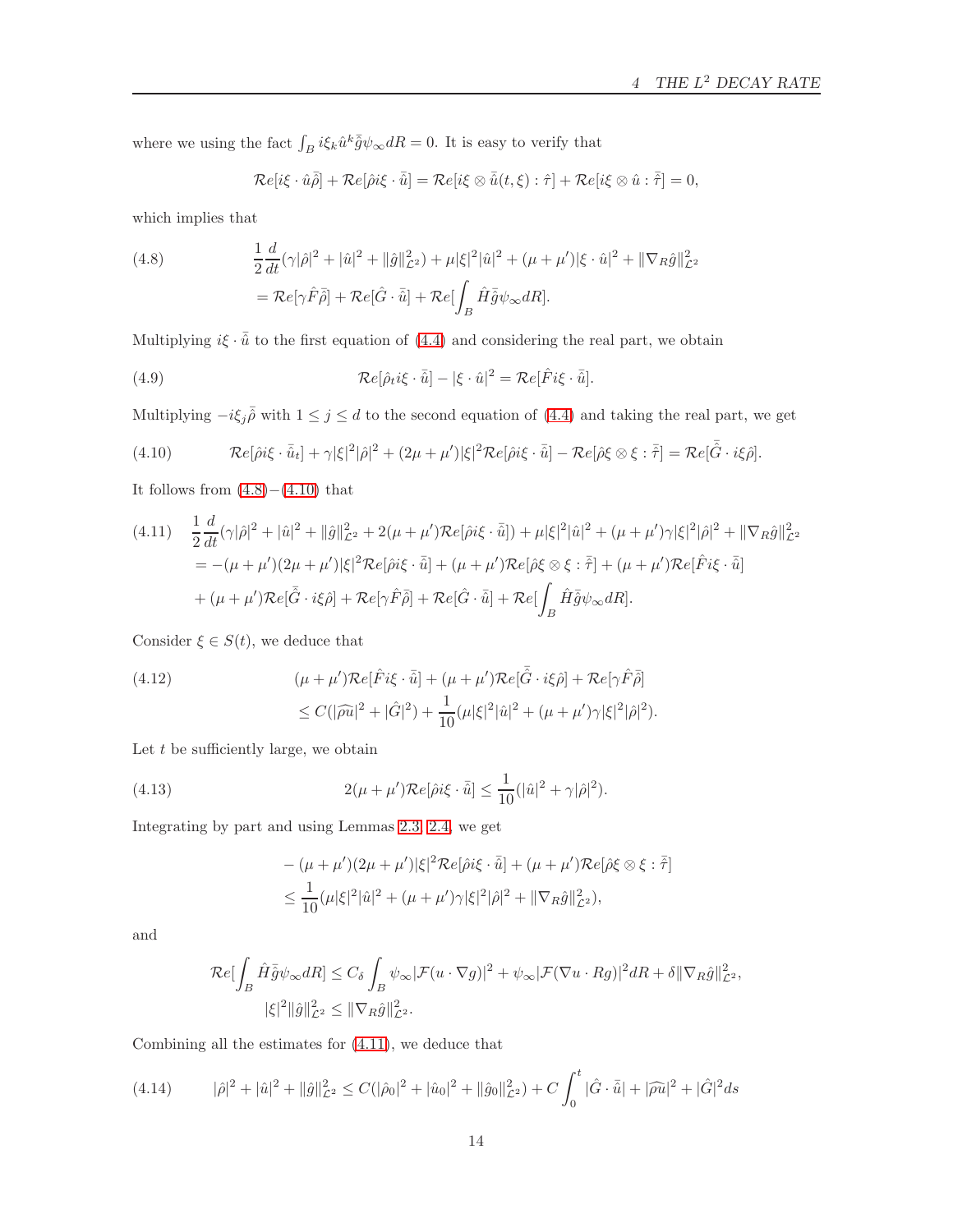where we using the fact $\int_B i\xi_k \hat{u}^k \bar{\hat{g}} \psi_\infty dR = 0$. It is easy to verify that

$$\mathcal{R}e[i\xi \cdot \hat{u}\bar{\hat{\rho}}] + \mathcal{R}e[\hat{\rho} i\xi \cdot \bar{\hat{u}}] = \mathcal{R}e[i\xi \otimes \bar{\hat{u}}(t,\xi) : \hat{\tau}] + \mathcal{R}e[i\xi \otimes \hat{u} : \bar{\hat{\tau}}] = 0,$$

which implies that

$$\begin{aligned}\frac{1}{2}\frac{d}{dt}(\gamma|\hat{\rho}|^2 + |\hat{u}|^2 + \|\hat{g}\|^2_{\mathcal{L}^2}) + \mu|\xi|^2|\hat{u}|^2 + (\mu+\mu')|\xi\cdot\hat{u}|^2 + \|\nabla_R \hat{g}\|^2_{\mathcal{L}^2} \\ = \mathcal{R}e[\gamma \hat{F}\bar{\hat{\rho}}] + \mathcal{R}e[\hat{G}\cdot\bar{\hat{u}}] + \mathcal{R}e[\int_B \hat{H}\bar{\hat{g}}\psi_\infty dR].\end{aligned} \tag{4.8}$$

Multiplying $i\xi \cdot \bar{\hat{u}}$ to the first equation of (4.4) and considering the real part, we obtain

$$\mathcal{R}e[\hat{\rho}_t i\xi \cdot \bar{\hat{u}}] - |\xi\cdot\hat{u}|^2 = \mathcal{R}e[\hat{F} i\xi \cdot \bar{\hat{u}}]. \tag{4.9}$$

Multiplying $-i\xi_j\bar{\hat{\rho}}$ with $1 \le j \le d$ to the second equation of (4.4) and taking the real part, we get

$$\mathcal{R}e[\hat{\rho} i\xi \cdot \bar{\hat{u}}_t] + \gamma|\xi|^2|\hat{\rho}|^2 + (2\mu+\mu')|\xi|^2\mathcal{R}e[\hat{\rho} i\xi\cdot\bar{\hat{u}}] - \mathcal{R}e[\hat{\rho}\xi\otimes\xi : \bar{\hat{\tau}}] = \mathcal{R}e[\bar{\hat{G}}\cdot i\xi\hat{\rho}]. \tag{4.10}$$

It follows from (4.8)$-$(4.10) that

$$\begin{aligned}&\frac{1}{2}\frac{d}{dt}(\gamma|\hat{\rho}|^2 + |\hat{u}|^2 + \|\hat{g}\|^2_{\mathcal{L}^2} + 2(\mu+\mu')\mathcal{R}e[\hat{\rho} i\xi\cdot\bar{\hat{u}}]) + \mu|\xi|^2|\hat{u}|^2 + (\mu+\mu')\gamma|\xi|^2|\hat{\rho}|^2 + \|\nabla_R\hat{g}\|^2_{\mathcal{L}^2} \\ &= -(\mu+\mu')(2\mu+\mu')|\xi|^2\mathcal{R}e[\hat{\rho} i\xi\cdot\bar{\hat{u}}] + (\mu+\mu')\mathcal{R}e[\hat{\rho}\xi\otimes\xi : \bar{\hat{\tau}}] + (\mu+\mu')\mathcal{R}e[\hat{F} i\xi\cdot\bar{\hat{u}}] \\ &\quad + (\mu+\mu')\mathcal{R}e[\bar{\hat{G}}\cdot i\xi\hat{\rho}] + \mathcal{R}e[\gamma\hat{F}\bar{\hat{\rho}}] + \mathcal{R}e[\hat{G}\cdot\bar{\hat{u}}] + \mathcal{R}e[\int_B \hat{H}\bar{\hat{g}}\psi_\infty dR].\end{aligned} \tag{4.11}$$

Consider $\xi \in S(t)$, we deduce that

$$\begin{aligned}&(\mu+\mu')\mathcal{R}e[\hat{F} i\xi\cdot\bar{\hat{u}}] + (\mu+\mu')\mathcal{R}e[\bar{\hat{G}}\cdot i\xi\hat{\rho}] + \mathcal{R}e[\gamma\hat{F}\bar{\hat{\rho}}] \\ &\le C(|\widehat{\rho u}|^2 + |\hat{G}|^2) + \frac{1}{10}(\mu|\xi|^2|\hat{u}|^2 + (\mu+\mu')\gamma|\xi|^2|\hat{\rho}|^2).\end{aligned} \tag{4.12}$$

Let $t$ be sufficiently large, we obtain

$$2(\mu+\mu')\mathcal{R}e[\hat{\rho} i\xi\cdot\bar{\hat{u}}] \le \frac{1}{10}(|\hat{u}|^2 + \gamma|\hat{\rho}|^2). \tag{4.13}$$

Integrating by part and using Lemmas 2.3, 2.4, we get

$$\begin{aligned}&-(\mu+\mu')(2\mu+\mu')|\xi|^2\mathcal{R}e[\hat{\rho} i\xi\cdot\bar{\hat{u}}] + (\mu+\mu')\mathcal{R}e[\hat{\rho}\xi\otimes\xi : \bar{\hat{\tau}}] \\ &\le \frac{1}{10}(\mu|\xi|^2|\hat{u}|^2 + (\mu+\mu')\gamma|\xi|^2|\hat{\rho}|^2 + \|\nabla_R\hat{g}\|^2_{\mathcal{L}^2}),\end{aligned}$$

and

$$\begin{aligned}\mathcal{R}e[\int_B \hat{H}\bar{\hat{g}}\psi_\infty dR] &\le C_\delta \int_B \psi_\infty|\mathcal{F}(u\cdot\nabla g)|^2 + \psi_\infty|\mathcal{F}(\nabla u\cdot Rg)|^2 dR + \delta\|\nabla_R\hat{g}\|^2_{\mathcal{L}^2}, \\ |\xi|^2\|\hat{g}\|^2_{\mathcal{L}^2} &\le \|\nabla_R\hat{g}\|^2_{\mathcal{L}^2}.\end{aligned}$$

Combining all the estimates for (4.11), we deduce that

$$|\hat{\rho}|^2 + |\hat{u}|^2 + \|\hat{g}\|^2_{\mathcal{L}^2} \le C(|\hat{\rho}_0|^2 + |\hat{u}_0|^2 + \|\hat{g}_0\|^2_{\mathcal{L}^2}) + C\int_0^t |\hat{G}\cdot\bar{\hat{u}}| + |\widehat{\rho u}|^2 + |\hat{G}|^2 ds \tag{4.14}$$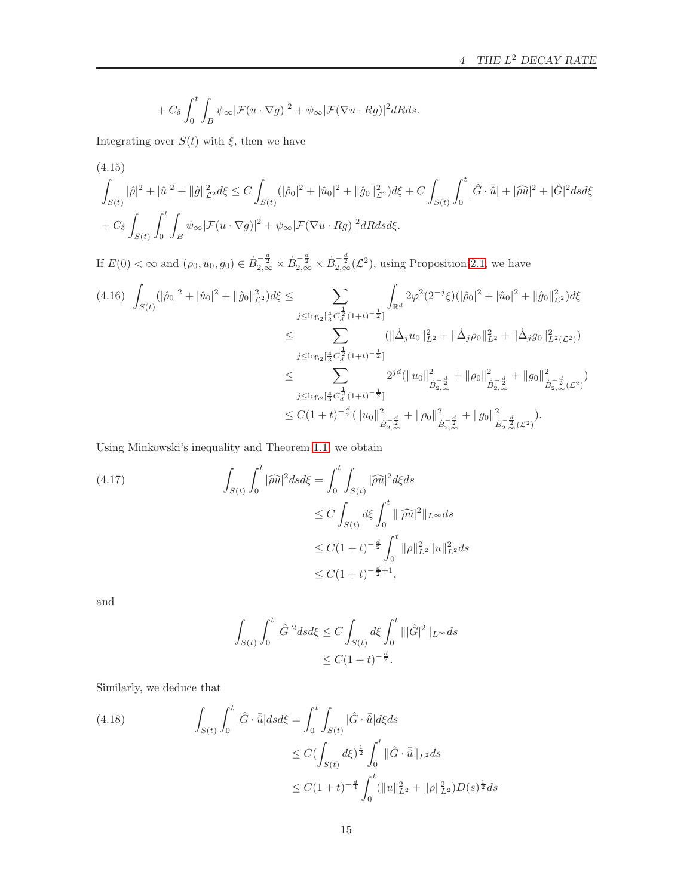$$
+ C_\delta \int_0^t \int_B \psi_\infty |\mathcal{F}(u\cdot\nabla g)|^2 + \psi_\infty |\mathcal{F}(\nabla u \cdot Rg)|^2 dR ds.
$$

Integrating over $S(t)$ with $\xi$, then we have

(4.15)

$$
\int_{S(t)} |\hat\rho|^2 + |\hat u|^2 + \|\hat g\|_{\mathcal{L}^2}^2 d\xi \le C\int_{S(t)} (|\hat\rho_0|^2 + |\hat u_0|^2 + \|\hat g_0\|_{\mathcal{L}^2}^2) d\xi + C\int_{S(t)}\int_0^t |\hat G\cdot \bar{\hat u}| + |\widehat{\rho u}|^2 + |\hat G|^2 ds d\xi
$$

$$
+ C_\delta \int_{S(t)}\int_0^t \int_B \psi_\infty |\mathcal{F}(u\cdot\nabla g)|^2 + \psi_\infty |\mathcal{F}(\nabla u \cdot Rg)|^2 dR ds d\xi.
$$

If $E(0)<\infty$ and $(\rho_0,u_0,g_0)\in \dot B^{-\frac d2}_{2,\infty}\times \dot B^{-\frac d2}_{2,\infty}\times \dot B^{-\frac d2}_{2,\infty}(\mathcal{L}^2)$, using Proposition 2.1, we have

$$
\begin{aligned}
(4.16)\quad \int_{S(t)} (|\hat\rho_0|^2 + |\hat u_0|^2 + \|\hat g_0\|_{\mathcal{L}^2}^2) d\xi &\le \sum_{j\le \log_2[\frac43 C_d^{\frac12}(1+t)^{-\frac12}]} \int_{\mathbb{R}^d} 2\varphi^2(2^{-j}\xi)(|\hat\rho_0|^2 + |\hat u_0|^2 + \|\hat g_0\|_{\mathcal{L}^2}^2) d\xi \\
&\le \sum_{j\le \log_2[\frac43 C_d^{\frac12}(1+t)^{-\frac12}]} (\|\dot\Delta_j u_0\|_{L^2}^2 + \|\dot\Delta_j \rho_0\|_{L^2}^2 + \|\dot\Delta_j g_0\|_{L^2(\mathcal{L}^2)}^2) \\
&\le \sum_{j\le \log_2[\frac43 C_d^{\frac12}(1+t)^{-\frac12}]} 2^{jd}(\|u_0\|^2_{\dot B^{-\frac d2}_{2,\infty}} + \|\rho_0\|^2_{\dot B^{-\frac d2}_{2,\infty}} + \|g_0\|^2_{\dot B^{-\frac d2}_{2,\infty}(\mathcal{L}^2)}) \\
&\le C(1+t)^{-\frac d2}(\|u_0\|^2_{\dot B^{-\frac d2}_{2,\infty}} + \|\rho_0\|^2_{\dot B^{-\frac d2}_{2,\infty}} + \|g_0\|^2_{\dot B^{-\frac d2}_{2,\infty}(\mathcal{L}^2)}).
\end{aligned}
$$

Using Minkowski's inequality and Theorem 1.1, we obtain

$$
\begin{aligned}
(4.17)\qquad \int_{S(t)}\int_0^t |\widehat{\rho u}|^2 ds d\xi &= \int_0^t \int_{S(t)} |\widehat{\rho u}|^2 d\xi ds \\
&\le C\int_{S(t)} d\xi \int_0^t \||\widehat{\rho u}|^2\|_{L^\infty} ds \\
&\le C(1+t)^{-\frac d2}\int_0^t \|\rho\|_{L^2}^2 \|u\|_{L^2}^2 ds \\
&\le C(1+t)^{-\frac d2+1},
\end{aligned}
$$

and

$$
\begin{aligned}
\int_{S(t)}\int_0^t |\hat G|^2 ds d\xi &\le C\int_{S(t)} d\xi \int_0^t \||\hat G|^2\|_{L^\infty} ds \\
&\le C(1+t)^{-\frac d2}.
\end{aligned}
$$

Similarly, we deduce that

$$
\begin{aligned}
(4.18)\qquad \int_{S(t)}\int_0^t |\hat G\cdot \bar{\hat u}| ds d\xi &= \int_0^t \int_{S(t)} |\hat G\cdot \bar{\hat u}| d\xi ds \\
&\le C(\int_{S(t)} d\xi)^{\frac12} \int_0^t \|\hat G\cdot \bar{\hat u}\|_{L^2} ds \\
&\le C(1+t)^{-\frac d4}\int_0^t (\|u\|_{L^2}^2 + \|\rho\|_{L^2}^2) D(s)^{\frac12} ds
\end{aligned}
$$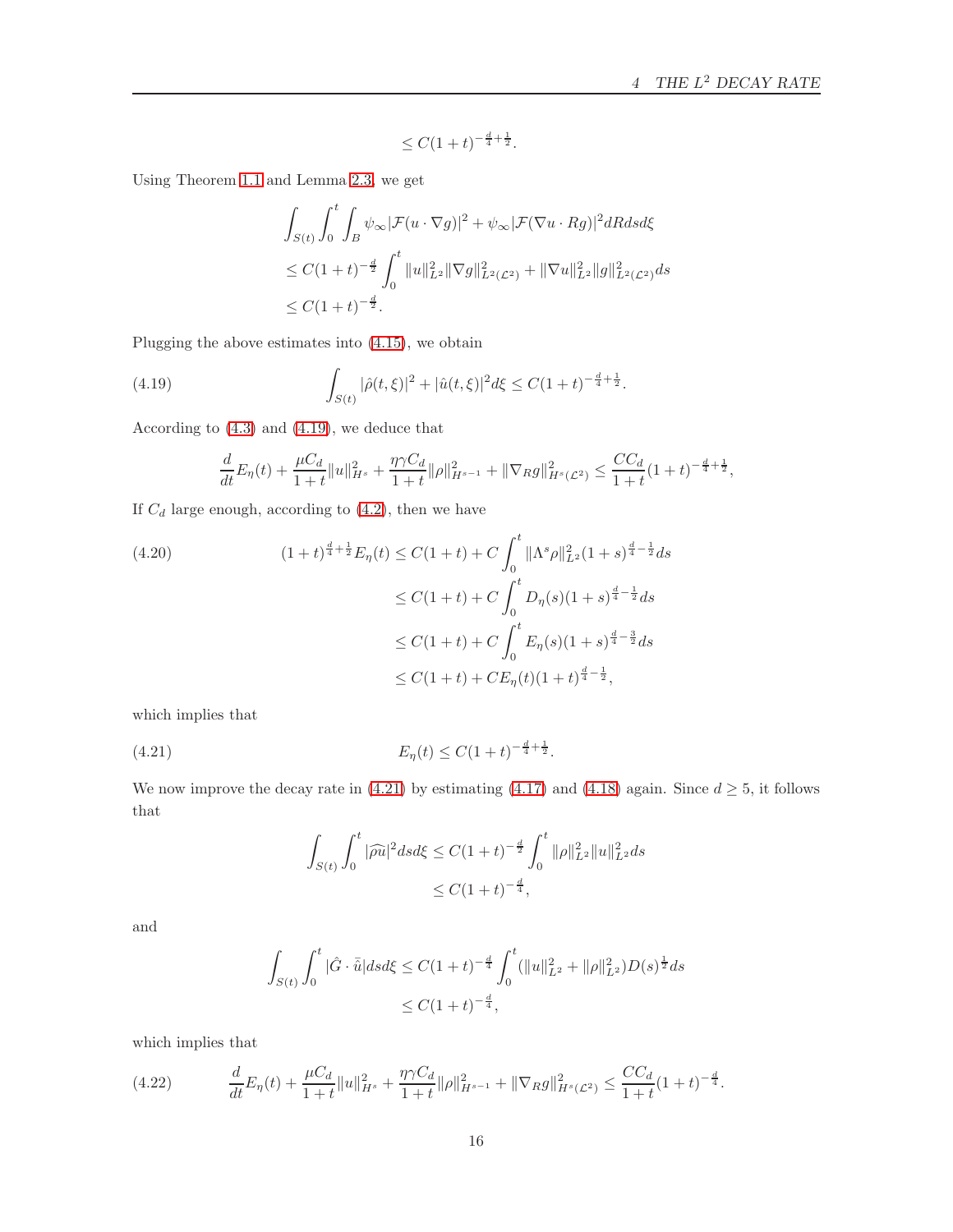$$\leq C(1+t)^{-\frac{d}{4}+\frac{1}{2}}.$$

Using Theorem 1.1 and Lemma 2.3, we get

$$\begin{aligned}
&\int_{S(t)}\int_0^t\int_B \psi_\infty|\mathcal{F}(u\cdot\nabla g)|^2+\psi_\infty|\mathcal{F}(\nabla u\cdot Rg)|^2dRdsd\xi \\
&\leq C(1+t)^{-\frac{d}{2}}\int_0^t \|u\|_{L^2}^2\|\nabla g\|_{L^2(\mathcal{L}^2)}^2+\|\nabla u\|_{L^2}^2\|g\|_{L^2(\mathcal{L}^2)}^2ds \\
&\leq C(1+t)^{-\frac{d}{2}}.
\end{aligned}$$

Plugging the above estimates into (4.15), we obtain

$$\int_{S(t)}|\hat{\rho}(t,\xi)|^2+|\hat{u}(t,\xi)|^2d\xi\leq C(1+t)^{-\frac{d}{4}+\frac{1}{2}}. \tag{4.19}$$

According to (4.3) and (4.19), we deduce that

$$\frac{d}{dt}E_\eta(t)+\frac{\mu C_d}{1+t}\|u\|_{H^s}^2+\frac{\eta\gamma C_d}{1+t}\|\rho\|_{H^{s-1}}^2+\|\nabla_R g\|_{H^s(\mathcal{L}^2)}^2\leq\frac{CC_d}{1+t}(1+t)^{-\frac{d}{4}+\frac{1}{2}},$$

If $C_d$ large enough, according to (4.2), then we have

$$\begin{aligned}
(1+t)^{\frac{d}{4}+\frac{1}{2}}E_\eta(t)&\leq C(1+t)+C\int_0^t\|\Lambda^s\rho\|_{L^2}^2(1+s)^{\frac{d}{4}-\frac{1}{2}}ds \\
&\leq C(1+t)+C\int_0^t D_\eta(s)(1+s)^{\frac{d}{4}-\frac{1}{2}}ds \\
&\leq C(1+t)+C\int_0^t E_\eta(s)(1+s)^{\frac{d}{4}-\frac{3}{2}}ds \\
&\leq C(1+t)+CE_\eta(t)(1+t)^{\frac{d}{4}-\frac{1}{2}},
\end{aligned} \tag{4.20}$$

which implies that

$$E_\eta(t)\leq C(1+t)^{-\frac{d}{4}+\frac{1}{2}}. \tag{4.21}$$

We now improve the decay rate in (4.21) by estimating (4.17) and (4.18) again. Since $d\geq 5$, it follows that

$$\begin{aligned}
\int_{S(t)}\int_0^t|\widehat{\rho u}|^2dsd\xi&\leq C(1+t)^{-\frac{d}{2}}\int_0^t\|\rho\|_{L^2}^2\|u\|_{L^2}^2ds \\
&\leq C(1+t)^{-\frac{d}{4}},
\end{aligned}$$

and

$$\begin{aligned}
\int_{S(t)}\int_0^t|\hat{G}\cdot\bar{\hat{u}}|dsd\xi&\leq C(1+t)^{-\frac{d}{4}}\int_0^t(\|u\|_{L^2}^2+\|\rho\|_{L^2}^2)D(s)^{\frac{1}{2}}ds \\
&\leq C(1+t)^{-\frac{d}{4}},
\end{aligned}$$

which implies that

$$\frac{d}{dt}E_\eta(t)+\frac{\mu C_d}{1+t}\|u\|_{H^s}^2+\frac{\eta\gamma C_d}{1+t}\|\rho\|_{H^{s-1}}^2+\|\nabla_R g\|_{H^s(\mathcal{L}^2)}^2\leq\frac{CC_d}{1+t}(1+t)^{-\frac{d}{4}}. \tag{4.22}$$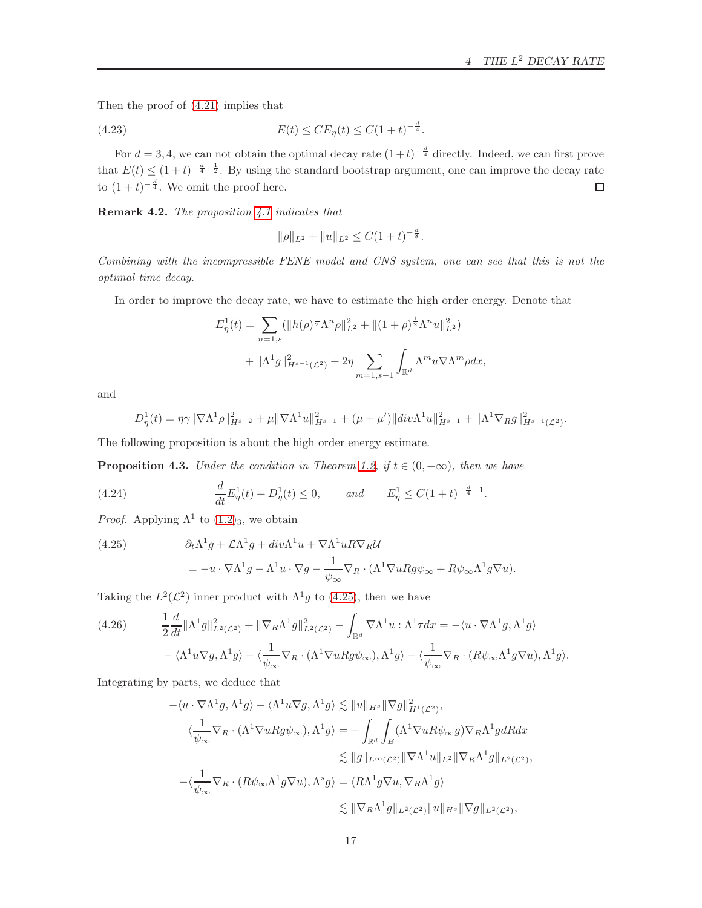Then the proof of (4.21) implies that

$$E(t) \le CE_\eta(t) \le C(1+t)^{-\frac{d}{4}}. \tag{4.23}$$

For $d = 3, 4$, we can not obtain the optimal decay rate $(1+t)^{-\frac{d}{4}}$ directly. Indeed, we can first prove that $E(t) \le (1+t)^{-\frac{d}{4}+\frac{1}{2}}$. By using the standard bootstrap argument, one can improve the decay rate to $(1+t)^{-\frac{d}{4}}$. We omit the proof here. $\square$

**Remark 4.2.** *The proposition 4.1 indicates that*

$$\|\rho\|_{L^2} + \|u\|_{L^2} \le C(1+t)^{-\frac{d}{8}}.$$

*Combining with the incompressible FENE model and CNS system, one can see that this is not the optimal time decay.*

In order to improve the decay rate, we have to estimate the high order energy. Denote that

$$\begin{aligned} E^1_\eta(t) = & \sum_{n=1,s} (\|h(\rho)^{\frac{1}{2}}\Lambda^n\rho\|^2_{L^2} + \|(1+\rho)^{\frac{1}{2}}\Lambda^n u\|^2_{L^2}) \\ & + \|\Lambda^1 g\|^2_{H^{s-1}(\mathcal{L}^2)} + 2\eta \sum_{m=1,s-1} \int_{\mathbb{R}^d} \Lambda^m u \nabla \Lambda^m \rho dx, \end{aligned}$$

and

$$D^1_\eta(t) = \eta\gamma\|\nabla\Lambda^1\rho\|^2_{H^{s-2}} + \mu\|\nabla\Lambda^1 u\|^2_{H^{s-1}} + (\mu+\mu')\|div\Lambda^1 u\|^2_{H^{s-1}} + \|\Lambda^1\nabla_R g\|^2_{H^{s-1}(\mathcal{L}^2)}.$$

The following proposition is about the high order energy estimate.

**Proposition 4.3.** *Under the condition in Theorem 1.2, if $t \in (0, +\infty)$, then we have*

$$\frac{d}{dt}E^1_\eta(t) + D^1_\eta(t) \le 0, \qquad \textit{and} \qquad E^1_\eta \le C(1+t)^{-\frac{d}{4}-1}. \tag{4.24}$$

*Proof.* Applying $\Lambda^1$ to $(1.2)_3$, we obtain

$$\begin{aligned} & \partial_t\Lambda^1 g + \mathcal{L}\Lambda^1 g + div\Lambda^1 u + \nabla\Lambda^1 u R\nabla_R\mathcal{U} \\ & = -u\cdot\nabla\Lambda^1 g - \Lambda^1 u\cdot\nabla g - \frac{1}{\psi_\infty}\nabla_R\cdot(\Lambda^1\nabla u Rg\psi_\infty + R\psi_\infty\Lambda^1 g\nabla u). \end{aligned} \tag{4.25}$$

Taking the $L^2(\mathcal{L}^2)$ inner product with $\Lambda^1 g$ to (4.25), then we have

$$\begin{aligned} & \frac{1}{2}\frac{d}{dt}\|\Lambda^1 g\|^2_{L^2(\mathcal{L}^2)} + \|\nabla_R\Lambda^1 g\|^2_{L^2(\mathcal{L}^2)} - \int_{\mathbb{R}^d}\nabla\Lambda^1 u : \Lambda^1\tau dx = -\langle u\cdot\nabla\Lambda^1 g, \Lambda^1 g\rangle \\ & - \langle\Lambda^1 u\nabla g, \Lambda^1 g\rangle - \langle\frac{1}{\psi_\infty}\nabla_R\cdot(\Lambda^1\nabla u Rg\psi_\infty), \Lambda^1 g\rangle - \langle\frac{1}{\psi_\infty}\nabla_R\cdot(R\psi_\infty\Lambda^1 g\nabla u), \Lambda^1 g\rangle. \end{aligned} \tag{4.26}$$

Integrating by parts, we deduce that

$$\begin{aligned} -\langle u\cdot\nabla\Lambda^1 g, \Lambda^1 g\rangle - \langle\Lambda^1 u\nabla g, \Lambda^1 g\rangle & \lesssim \|u\|_{H^s}\|\nabla g\|^2_{H^1(\mathcal{L}^2)}, \\ \langle\frac{1}{\psi_\infty}\nabla_R\cdot(\Lambda^1\nabla u Rg\psi_\infty), \Lambda^1 g\rangle & = -\int_{\mathbb{R}^d}\int_B(\Lambda^1\nabla u R\psi_\infty g)\nabla_R\Lambda^1 g dR dx \\ & \lesssim \|g\|_{L^\infty(\mathcal{L}^2)}\|\nabla\Lambda^1 u\|_{L^2}\|\nabla_R\Lambda^1 g\|_{L^2(\mathcal{L}^2)}, \\ -\langle\frac{1}{\psi_\infty}\nabla_R\cdot(R\psi_\infty\Lambda^1 g\nabla u), \Lambda^s g\rangle & = \langle R\Lambda^1 g\nabla u, \nabla_R\Lambda^1 g\rangle \\ & \lesssim \|\nabla_R\Lambda^1 g\|_{L^2(\mathcal{L}^2)}\|u\|_{H^s}\|\nabla g\|_{L^2(\mathcal{L}^2)}, \end{aligned}$$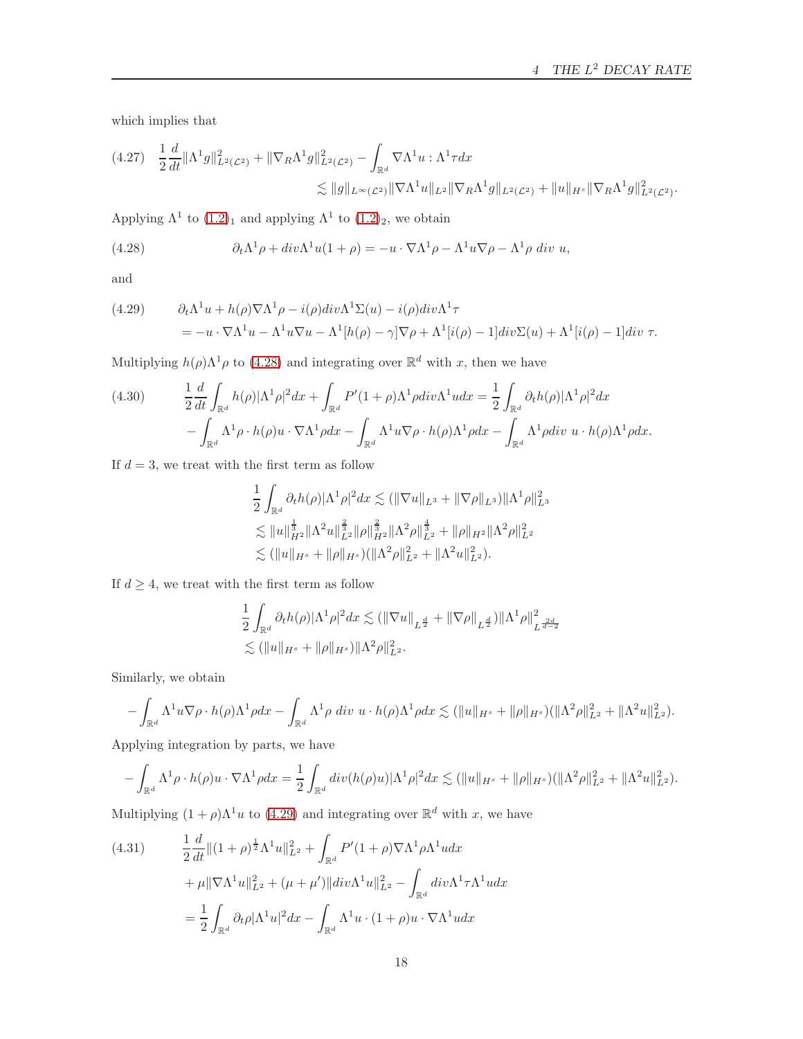which implies that

$$
(4.27)\quad \frac{1}{2}\frac{d}{dt}\|\Lambda^1 g\|^2_{L^2(\mathcal{L}^2)} + \|\nabla_R \Lambda^1 g\|^2_{L^2(\mathcal{L}^2)} - \int_{\mathbb{R}^d} \nabla\Lambda^1 u : \Lambda^1 \tau dx \lesssim \|g\|_{L^\infty(\mathcal{L}^2)}\|\nabla\Lambda^1 u\|_{L^2}\|\nabla_R\Lambda^1 g\|_{L^2(\mathcal{L}^2)} + \|u\|_{H^s}\|\nabla_R\Lambda^1 g\|^2_{L^2(\mathcal{L}^2)}.
$$

Applying $\Lambda^1$ to (1.2)$_1$ and applying $\Lambda^1$ to (1.2)$_2$, we obtain

$$
(4.28)\qquad \partial_t\Lambda^1\rho + div\Lambda^1 u(1+\rho) = -u\cdot\nabla\Lambda^1\rho - \Lambda^1 u\nabla\rho - \Lambda^1\rho\ div\ u,
$$

and

$$
(4.29)\qquad \begin{aligned} &\partial_t\Lambda^1 u + h(\rho)\nabla\Lambda^1\rho - i(\rho)div\Lambda^1\Sigma(u) - i(\rho)div\Lambda^1\tau \\ &= -u\cdot\nabla\Lambda^1 u - \Lambda^1 u\nabla u - \Lambda^1[h(\rho)-\gamma]\nabla\rho + \Lambda^1[i(\rho)-1]div\Sigma(u) + \Lambda^1[i(\rho)-1]div\ \tau. \end{aligned}
$$

Multiplying $h(\rho)\Lambda^1\rho$ to (4.28) and integrating over $\mathbb{R}^d$ with $x$, then we have

$$
(4.30)\qquad \begin{aligned} &\frac{1}{2}\frac{d}{dt}\int_{\mathbb{R}^d} h(\rho)|\Lambda^1\rho|^2 dx + \int_{\mathbb{R}^d} P'(1+\rho)\Lambda^1\rho div\Lambda^1 u dx = \frac{1}{2}\int_{\mathbb{R}^d}\partial_t h(\rho)|\Lambda^1\rho|^2 dx \\ &- \int_{\mathbb{R}^d}\Lambda^1\rho\cdot h(\rho)u\cdot\nabla\Lambda^1\rho dx - \int_{\mathbb{R}^d}\Lambda^1 u\nabla\rho\cdot h(\rho)\Lambda^1\rho dx - \int_{\mathbb{R}^d}\Lambda^1\rho div\ u\cdot h(\rho)\Lambda^1\rho dx. \end{aligned}
$$

If $d=3$, we treat with the first term as follow

$$
\begin{aligned} \frac{1}{2}\int_{\mathbb{R}^d}\partial_t h(\rho)|\Lambda^1\rho|^2 dx &\lesssim (\|\nabla u\|_{L^3} + \|\nabla\rho\|_{L^3})\|\Lambda^1\rho\|^2_{L^3} \\ &\lesssim \|u\|^{\frac{1}{3}}_{H^2}\|\Lambda^2 u\|^{\frac{2}{3}}_{L^2}\|\rho\|^{\frac{2}{3}}_{H^2}\|\Lambda^2\rho\|^{\frac{4}{3}}_{L^2} + \|\rho\|_{H^2}\|\Lambda^2\rho\|^2_{L^2} \\ &\lesssim (\|u\|_{H^s} + \|\rho\|_{H^s})(\|\Lambda^2\rho\|^2_{L^2} + \|\Lambda^2 u\|^2_{L^2}). \end{aligned}
$$

If $d\geq 4$, we treat with the first term as follow

$$
\begin{aligned} \frac{1}{2}\int_{\mathbb{R}^d}\partial_t h(\rho)|\Lambda^1\rho|^2 dx &\lesssim (\|\nabla u\|_{L^{\frac{d}{2}}} + \|\nabla\rho\|_{L^{\frac{d}{2}}})\|\Lambda^1\rho\|^2_{L^{\frac{2d}{d-2}}} \\ &\lesssim (\|u\|_{H^s} + \|\rho\|_{H^s})\|\Lambda^2\rho\|^2_{L^2}. \end{aligned}
$$

Similarly, we obtain

$$
-\int_{\mathbb{R}^d}\Lambda^1 u\nabla\rho\cdot h(\rho)\Lambda^1\rho dx - \int_{\mathbb{R}^d}\Lambda^1\rho\ div\ u\cdot h(\rho)\Lambda^1\rho dx \lesssim (\|u\|_{H^s} + \|\rho\|_{H^s})(\|\Lambda^2\rho\|^2_{L^2} + \|\Lambda^2 u\|^2_{L^2}).
$$

Applying integration by parts, we have

$$
-\int_{\mathbb{R}^d}\Lambda^1\rho\cdot h(\rho)u\cdot\nabla\Lambda^1\rho dx = \frac{1}{2}\int_{\mathbb{R}^d} div(h(\rho)u)|\Lambda^1\rho|^2 dx \lesssim (\|u\|_{H^s} + \|\rho\|_{H^s})(\|\Lambda^2\rho\|^2_{L^2} + \|\Lambda^2 u\|^2_{L^2}).
$$

Multiplying $(1+\rho)\Lambda^1 u$ to (4.29) and integrating over $\mathbb{R}^d$ with $x$, we have

$$
(4.31)\qquad \begin{aligned} &\frac{1}{2}\frac{d}{dt}\|(1+\rho)^{\frac{1}{2}}\Lambda^1 u\|^2_{L^2} + \int_{\mathbb{R}^d} P'(1+\rho)\nabla\Lambda^1\rho\Lambda^1 u dx \\ &+ \mu\|\nabla\Lambda^1 u\|^2_{L^2} + (\mu+\mu')\|div\Lambda^1 u\|^2_{L^2} - \int_{\mathbb{R}^d} div\Lambda^1\tau\Lambda^1 u dx \\ &= \frac{1}{2}\int_{\mathbb{R}^d}\partial_t\rho|\Lambda^1 u|^2 dx - \int_{\mathbb{R}^d}\Lambda^1 u\cdot(1+\rho)u\cdot\nabla\Lambda^1 u dx \end{aligned}
$$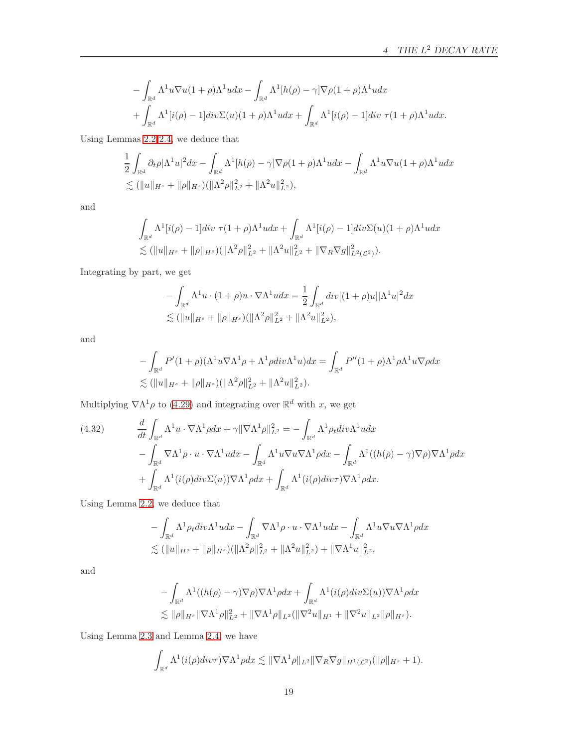$$
\begin{aligned}
&-\int_{\mathbb{R}^d} \Lambda^1 u \nabla u (1+\rho) \Lambda^1 u dx - \int_{\mathbb{R}^d} \Lambda^1 [h(\rho) - \gamma] \nabla \rho (1+\rho) \Lambda^1 u dx \\
&+ \int_{\mathbb{R}^d} \Lambda^1 [i(\rho) - 1] div \Sigma(u) (1+\rho) \Lambda^1 u dx + \int_{\mathbb{R}^d} \Lambda^1 [i(\rho) - 1] div\ \tau (1+\rho) \Lambda^1 u dx.
\end{aligned}
$$

Using Lemmas 2.2-2.4, we deduce that

$$
\begin{aligned}
&\frac{1}{2} \int_{\mathbb{R}^d} \partial_t \rho |\Lambda^1 u|^2 dx - \int_{\mathbb{R}^d} \Lambda^1 [h(\rho) - \gamma] \nabla \rho (1+\rho) \Lambda^1 u dx - \int_{\mathbb{R}^d} \Lambda^1 u \nabla u (1+\rho) \Lambda^1 u dx \\
&\lesssim (\|u\|_{H^s} + \|\rho\|_{H^s})(\|\Lambda^2 \rho\|_{L^2}^2 + \|\Lambda^2 u\|_{L^2}^2),
\end{aligned}
$$

and

$$
\begin{aligned}
&\int_{\mathbb{R}^d} \Lambda^1 [i(\rho) - 1] div\ \tau (1+\rho) \Lambda^1 u dx + \int_{\mathbb{R}^d} \Lambda^1 [i(\rho) - 1] div \Sigma(u) (1+\rho) \Lambda^1 u dx \\
&\lesssim (\|u\|_{H^s} + \|\rho\|_{H^s})(\|\Lambda^2 \rho\|_{L^2}^2 + \|\Lambda^2 u\|_{L^2}^2 + \|\nabla_R \nabla g\|_{L^2(\mathcal{L}^2)}^2).
\end{aligned}
$$

Integrating by part, we get

$$
\begin{aligned}
&-\int_{\mathbb{R}^d} \Lambda^1 u \cdot (1+\rho) u \cdot \nabla \Lambda^1 u dx = \frac{1}{2} \int_{\mathbb{R}^d} div[(1+\rho)u] |\Lambda^1 u|^2 dx \\
&\lesssim (\|u\|_{H^s} + \|\rho\|_{H^s})(\|\Lambda^2 \rho\|_{L^2}^2 + \|\Lambda^2 u\|_{L^2}^2),
\end{aligned}
$$

and

$$
\begin{aligned}
&-\int_{\mathbb{R}^d} P'(1+\rho)(\Lambda^1 u \nabla \Lambda^1 \rho + \Lambda^1 \rho div \Lambda^1 u) dx = \int_{\mathbb{R}^d} P''(1+\rho) \Lambda^1 \rho \Lambda^1 u \nabla \rho dx \\
&\lesssim (\|u\|_{H^s} + \|\rho\|_{H^s})(\|\Lambda^2 \rho\|_{L^2}^2 + \|\Lambda^2 u\|_{L^2}^2).
\end{aligned}
$$

Multiplying $\nabla \Lambda^1 \rho$ to (4.29) and integrating over $\mathbb{R}^d$ with $x$, we get

$$
\begin{aligned}
(4.32) \qquad &\frac{d}{dt} \int_{\mathbb{R}^d} \Lambda^1 u \cdot \nabla \Lambda^1 \rho dx + \gamma \|\nabla \Lambda^1 \rho\|_{L^2}^2 = -\int_{\mathbb{R}^d} \Lambda^1 \rho_t div \Lambda^1 u dx \\
&- \int_{\mathbb{R}^d} \nabla \Lambda^1 \rho \cdot u \cdot \nabla \Lambda^1 u dx - \int_{\mathbb{R}^d} \Lambda^1 u \nabla u \nabla \Lambda^1 \rho dx - \int_{\mathbb{R}^d} \Lambda^1((h(\rho) - \gamma) \nabla \rho) \nabla \Lambda^1 \rho dx \\
&+ \int_{\mathbb{R}^d} \Lambda^1 (i(\rho) div \Sigma(u)) \nabla \Lambda^1 \rho dx + \int_{\mathbb{R}^d} \Lambda^1 (i(\rho) div \tau) \nabla \Lambda^1 \rho dx.
\end{aligned}
$$

Using Lemma 2.2, we deduce that

$$
\begin{aligned}
&-\int_{\mathbb{R}^d} \Lambda^1 \rho_t div \Lambda^1 u dx - \int_{\mathbb{R}^d} \nabla \Lambda^1 \rho \cdot u \cdot \nabla \Lambda^1 u dx - \int_{\mathbb{R}^d} \Lambda^1 u \nabla u \nabla \Lambda^1 \rho dx \\
&\lesssim (\|u\|_{H^s} + \|\rho\|_{H^s})(\|\Lambda^2 \rho\|_{L^2}^2 + \|\Lambda^2 u\|_{L^2}^2) + \|\nabla \Lambda^1 u\|_{L^2}^2,
\end{aligned}
$$

and

$$
\begin{aligned}
&-\int_{\mathbb{R}^d} \Lambda^1((h(\rho) - \gamma) \nabla \rho) \nabla \Lambda^1 \rho dx + \int_{\mathbb{R}^d} \Lambda^1 (i(\rho) div \Sigma(u)) \nabla \Lambda^1 \rho dx \\
&\lesssim \|\rho\|_{H^s} \|\nabla \Lambda^1 \rho\|_{L^2}^2 + \|\nabla \Lambda^1 \rho\|_{L^2} (\|\nabla^2 u\|_{H^1} + \|\nabla^2 u\|_{L^2} \|\rho\|_{H^s}).
\end{aligned}
$$

Using Lemma 2.3 and Lemma 2.4, we have

$$
\int_{\mathbb{R}^d} \Lambda^1 (i(\rho) div \tau) \nabla \Lambda^1 \rho dx \lesssim \|\nabla \Lambda^1 \rho\|_{L^2} \|\nabla_R \nabla g\|_{H^1(\mathcal{L}^2)} (\|\rho\|_{H^s} + 1).
$$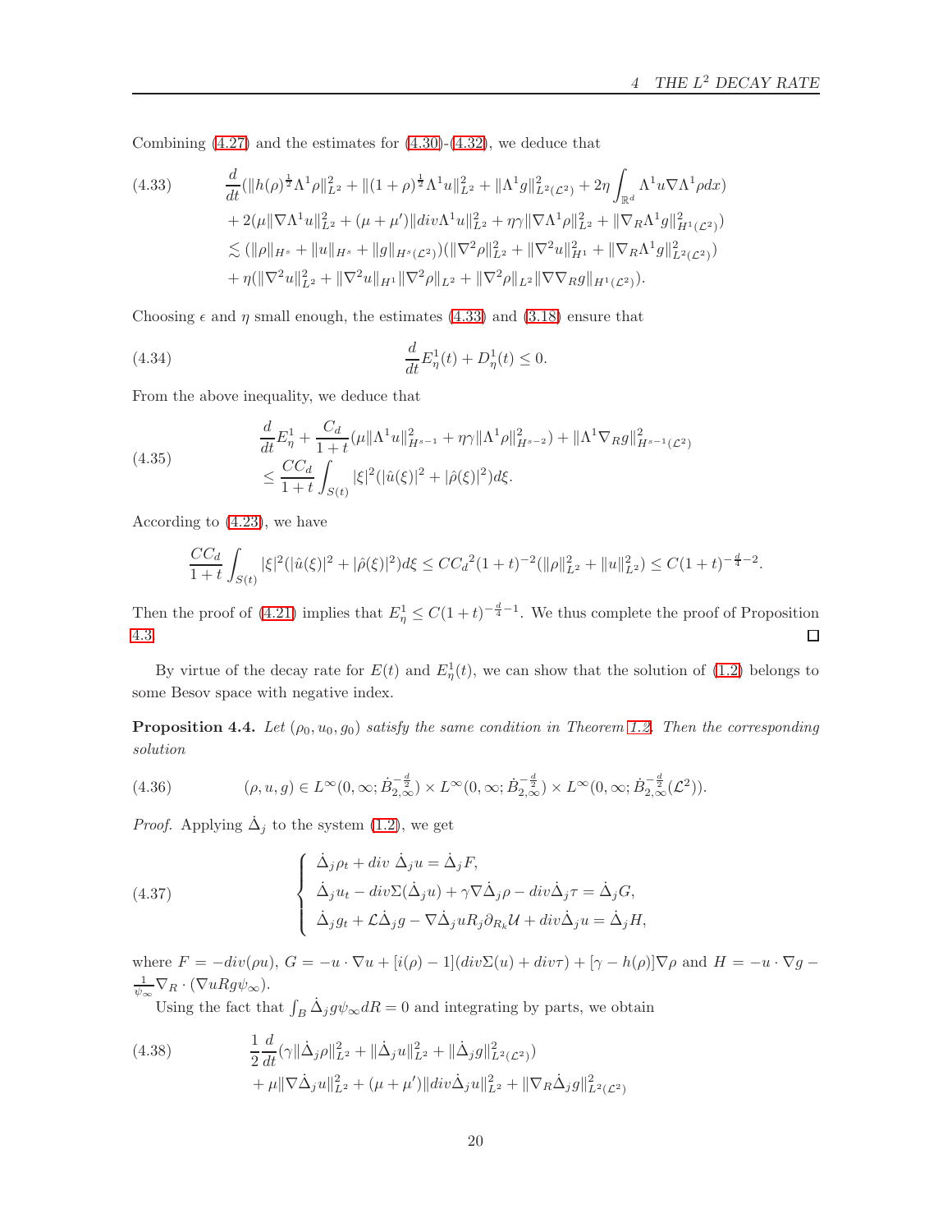Combining (4.27) and the estimates for (4.30)-(4.32), we deduce that

$$
\begin{aligned}
&\frac{d}{dt}(\|h(\rho)^{\frac{1}{2}}\Lambda^1\rho\|_{L^2}^2+\|(1+\rho)^{\frac{1}{2}}\Lambda^1 u\|_{L^2}^2+\|\Lambda^1 g\|_{L^2(\mathcal{L}^2)}^2+2\eta\int_{\mathbb{R}^d}\Lambda^1 u\nabla\Lambda^1\rho dx)\\
&+2(\mu\|\nabla\Lambda^1 u\|_{L^2}^2+(\mu+\mu')\|div\Lambda^1 u\|_{L^2}^2+\eta\gamma\|\nabla\Lambda^1\rho\|_{L^2}^2+\|\nabla_R\Lambda^1 g\|_{H^1(\mathcal{L}^2)}^2)\\
&\lesssim(\|\rho\|_{H^s}+\|u\|_{H^s}+\|g\|_{H^s(\mathcal{L}^2)})(\|\nabla^2\rho\|_{L^2}^2+\|\nabla^2 u\|_{H^1}^2+\|\nabla_R\Lambda^1 g\|_{L^2(\mathcal{L}^2)}^2)\\
&+\eta(\|\nabla^2 u\|_{L^2}^2+\|\nabla^2 u\|_{H^1}\|\nabla^2\rho\|_{L^2}+\|\nabla^2\rho\|_{L^2}\|\nabla\nabla_R g\|_{H^1(\mathcal{L}^2)}).
\end{aligned}
\tag{4.33}
$$

Choosing $\epsilon$ and $\eta$ small enough, the estimates (4.33) and (3.18) ensure that

$$
\frac{d}{dt}E_\eta^1(t)+D_\eta^1(t)\le 0. \tag{4.34}
$$

From the above inequality, we deduce that

$$
\begin{aligned}
&\frac{d}{dt}E_\eta^1+\frac{C_d}{1+t}(\mu\|\Lambda^1 u\|_{H^{s-1}}^2+\eta\gamma\|\Lambda^1\rho\|_{H^{s-2}}^2)+\|\Lambda^1\nabla_R g\|_{H^{s-1}(\mathcal{L}^2)}^2\\
&\le\frac{CC_d}{1+t}\int_{S(t)}|\xi|^2(|\hat{u}(\xi)|^2+|\hat{\rho}(\xi)|^2)d\xi.
\end{aligned}
\tag{4.35}
$$

According to (4.23), we have

$$
\frac{CC_d}{1+t}\int_{S(t)}|\xi|^2(|\hat{u}(\xi)|^2+|\hat{\rho}(\xi)|^2)d\xi\le CC_d{}^2(1+t)^{-2}(\|\rho\|_{L^2}^2+\|u\|_{L^2}^2)\le C(1+t)^{-\frac{d}{4}-2}.
$$

Then the proof of (4.21) implies that $E_\eta^1\le C(1+t)^{-\frac{d}{4}-1}$. We thus complete the proof of Proposition 4.3. □

By virtue of the decay rate for $E(t)$ and $E_\eta^1(t)$, we can show that the solution of (1.2) belongs to some Besov space with negative index.

**Proposition 4.4.** *Let $(\rho_0,u_0,g_0)$ satisfy the same condition in Theorem 1.2. Then the corresponding solution*

$$
(\rho,u,g)\in L^\infty(0,\infty;\dot{B}^{-\frac{d}{2}}_{2,\infty})\times L^\infty(0,\infty;\dot{B}^{-\frac{d}{2}}_{2,\infty})\times L^\infty(0,\infty;\dot{B}^{-\frac{d}{2}}_{2,\infty}(\mathcal{L}^2)). \tag{4.36}
$$

*Proof.* Applying $\dot{\Delta}_j$ to the system (1.2), we get

$$
\left\{
\begin{aligned}
&\dot{\Delta}_j\rho_t+div\ \dot{\Delta}_j u=\dot{\Delta}_j F,\\
&\dot{\Delta}_j u_t-div\Sigma(\dot{\Delta}_j u)+\gamma\nabla\dot{\Delta}_j\rho-div\dot{\Delta}_j\tau=\dot{\Delta}_j G,\\
&\dot{\Delta}_j g_t+\mathcal{L}\dot{\Delta}_j g-\nabla\dot{\Delta}_j uR_j\partial_{R_k}\mathcal{U}+div\dot{\Delta}_j u=\dot{\Delta}_j H,
\end{aligned}
\right.
\tag{4.37}
$$

where $F=-div(\rho u)$, $G=-u\cdot\nabla u+[i(\rho)-1](div\Sigma(u)+div\tau)+[\gamma-h(\rho)]\nabla\rho$ and $H=-u\cdot\nabla g-\frac{1}{\psi_\infty}\nabla_R\cdot(\nabla uRg\psi_\infty)$.

Using the fact that $\int_B\dot{\Delta}_j g\psi_\infty dR=0$ and integrating by parts, we obtain

$$
\begin{aligned}
&\frac{1}{2}\frac{d}{dt}(\gamma\|\dot{\Delta}_j\rho\|_{L^2}^2+\|\dot{\Delta}_j u\|_{L^2}^2+\|\dot{\Delta}_j g\|_{L^2(\mathcal{L}^2)}^2)\\
&+\mu\|\nabla\dot{\Delta}_j u\|_{L^2}^2+(\mu+\mu')\|div\dot{\Delta}_j u\|_{L^2}^2+\|\nabla_R\dot{\Delta}_j g\|_{L^2(\mathcal{L}^2)}^2
\end{aligned}
\tag{4.38}
$$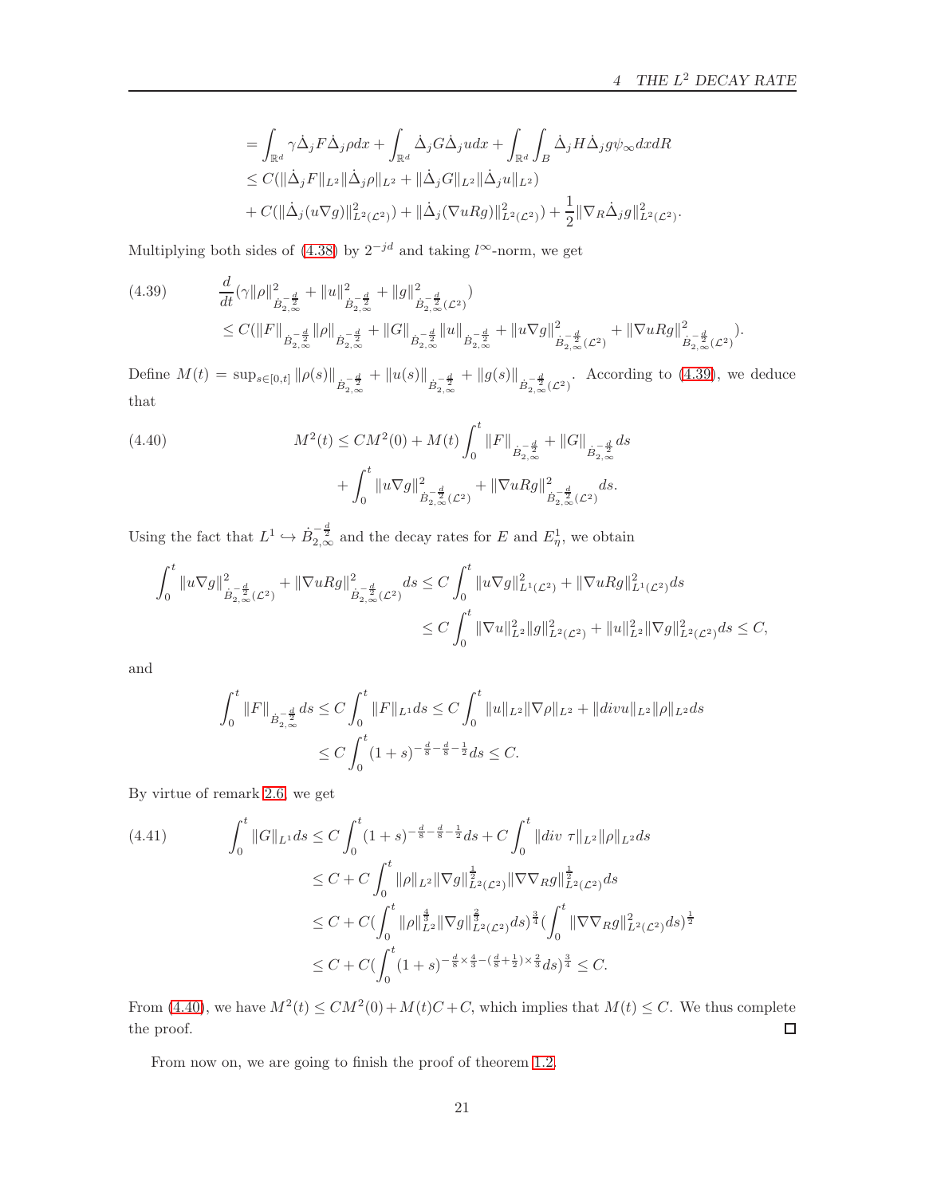$$
\begin{aligned}
&= \int_{\mathbb{R}^d} \gamma \dot{\Delta}_j F \dot{\Delta}_j \rho dx + \int_{\mathbb{R}^d} \dot{\Delta}_j G \dot{\Delta}_j u dx + \int_{\mathbb{R}^d} \int_B \dot{\Delta}_j H \dot{\Delta}_j g \psi_\infty dx dR \\
&\leq C(\|\dot{\Delta}_j F\|_{L^2} \|\dot{\Delta}_j \rho\|_{L^2} + \|\dot{\Delta}_j G\|_{L^2} \|\dot{\Delta}_j u\|_{L^2}) \\
&\quad + C(\|\dot{\Delta}_j (u\nabla g)\|^2_{L^2(\mathcal{L}^2)}) + \|\dot{\Delta}_j (\nabla u R g)\|^2_{L^2(\mathcal{L}^2)}) + \frac{1}{2}\|\nabla_R \dot{\Delta}_j g\|^2_{L^2(\mathcal{L}^2)}.
\end{aligned}
$$

Multiplying both sides of (4.38) by $2^{-jd}$ and taking $l^\infty$-norm, we get

$$
\begin{aligned}
(4.39)\qquad &\frac{d}{dt}(\gamma \|\rho\|^2_{\dot{B}^{-\frac{d}{2}}_{2,\infty}} + \|u\|^2_{\dot{B}^{-\frac{d}{2}}_{2,\infty}} + \|g\|^2_{\dot{B}^{-\frac{d}{2}}_{2,\infty}(\mathcal{L}^2)}) \\
&\leq C(\|F\|_{\dot{B}^{-\frac{d}{2}}_{2,\infty}} \|\rho\|_{\dot{B}^{-\frac{d}{2}}_{2,\infty}} + \|G\|_{\dot{B}^{-\frac{d}{2}}_{2,\infty}} \|u\|_{\dot{B}^{-\frac{d}{2}}_{2,\infty}} + \|u\nabla g\|^2_{\dot{B}^{-\frac{d}{2}}_{2,\infty}(\mathcal{L}^2)} + \|\nabla u R g\|^2_{\dot{B}^{-\frac{d}{2}}_{2,\infty}(\mathcal{L}^2)}).
\end{aligned}
$$

Define $M(t) = \sup_{s\in[0,t]} \|\rho(s)\|_{\dot{B}^{-\frac{d}{2}}_{2,\infty}} + \|u(s)\|_{\dot{B}^{-\frac{d}{2}}_{2,\infty}} + \|g(s)\|_{\dot{B}^{-\frac{d}{2}}_{2,\infty}(\mathcal{L}^2)}$. According to (4.39), we deduce that

$$
\begin{aligned}
(4.40)\qquad M^2(t) &\leq CM^2(0) + M(t)\int_0^t \|F\|_{\dot{B}^{-\frac{d}{2}}_{2,\infty}} + \|G\|_{\dot{B}^{-\frac{d}{2}}_{2,\infty}} ds \\
&\quad + \int_0^t \|u\nabla g\|^2_{\dot{B}^{-\frac{d}{2}}_{2,\infty}(\mathcal{L}^2)} + \|\nabla u R g\|^2_{\dot{B}^{-\frac{d}{2}}_{2,\infty}(\mathcal{L}^2)} ds.
\end{aligned}
$$

Using the fact that $L^1 \hookrightarrow \dot{B}^{-\frac{d}{2}}_{2,\infty}$ and the decay rates for $E$ and $E^1_\eta$, we obtain

$$
\begin{aligned}
\int_0^t \|u\nabla g\|^2_{\dot{B}^{-\frac{d}{2}}_{2,\infty}(\mathcal{L}^2)} + \|\nabla u R g\|^2_{\dot{B}^{-\frac{d}{2}}_{2,\infty}(\mathcal{L}^2)} ds &\leq C\int_0^t \|u\nabla g\|^2_{L^1(\mathcal{L}^2)} + \|\nabla u R g\|^2_{L^1(\mathcal{L}^2)} ds \\
&\leq C\int_0^t \|\nabla u\|^2_{L^2} \|g\|^2_{L^2(\mathcal{L}^2)} + \|u\|^2_{L^2} \|\nabla g\|^2_{L^2(\mathcal{L}^2)} ds \leq C,
\end{aligned}
$$

and

$$
\begin{aligned}
\int_0^t \|F\|_{\dot{B}^{-\frac{d}{2}}_{2,\infty}} ds &\leq C\int_0^t \|F\|_{L^1} ds \leq C\int_0^t \|u\|_{L^2} \|\nabla \rho\|_{L^2} + \|divu\|_{L^2} \|\rho\|_{L^2} ds \\
&\leq C\int_0^t (1+s)^{-\frac{d}{8}-\frac{d}{8}-\frac{1}{2}} ds \leq C.
\end{aligned}
$$

By virtue of remark 2.6, we get

$$
\begin{aligned}
(4.41)\qquad \int_0^t \|G\|_{L^1} ds &\leq C\int_0^t (1+s)^{-\frac{d}{8}-\frac{d}{8}-\frac{1}{2}} ds + C\int_0^t \|div\ \tau\|_{L^2} \|\rho\|_{L^2} ds \\
&\leq C + C\int_0^t \|\rho\|_{L^2} \|\nabla g\|^{\frac{1}{2}}_{L^2(\mathcal{L}^2)} \|\nabla\nabla_R g\|^{\frac{1}{2}}_{L^2(\mathcal{L}^2)} ds \\
&\leq C + C(\int_0^t \|\rho\|^{\frac{4}{3}}_{L^2} \|\nabla g\|^{\frac{2}{3}}_{L^2(\mathcal{L}^2)} ds)^{\frac{3}{4}} (\int_0^t \|\nabla\nabla_R g\|^2_{L^2(\mathcal{L}^2)} ds)^{\frac{1}{2}} \\
&\leq C + C(\int_0^t (1+s)^{-\frac{d}{8}\times\frac{4}{3}-(\frac{d}{8}+\frac{1}{2})\times\frac{2}{3}} ds)^{\frac{3}{4}} \leq C.
\end{aligned}
$$

From (4.40), we have $M^2(t) \leq CM^2(0) + M(t)C + C$, which implies that $M(t) \leq C$. We thus complete the proof. $\square$

From now on, we are going to finish the proof of theorem 1.2.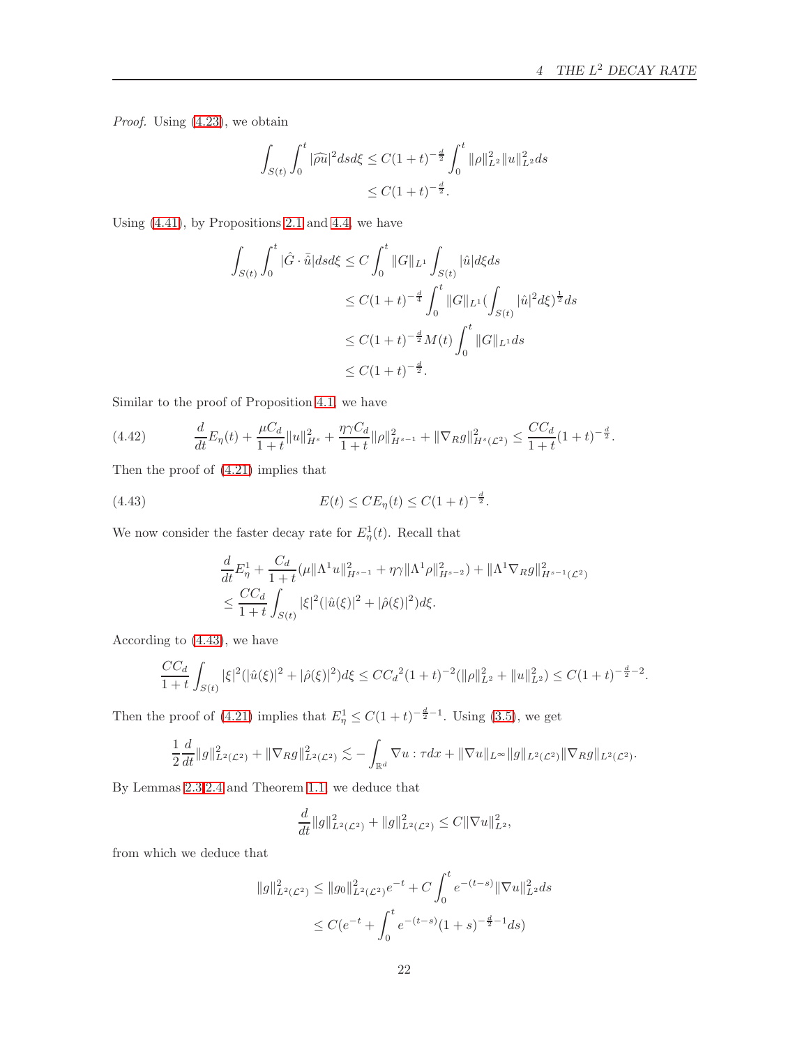*Proof.* Using (4.23), we obtain

$$\int_{S(t)}\int_0^t |\widehat{\rho u}|^2 ds d\xi \le C(1+t)^{-\frac{d}{2}}\int_0^t \|\rho\|_{L^2}^2\|u\|_{L^2}^2 ds$$
$$\le C(1+t)^{-\frac{d}{2}}.$$

Using (4.41), by Propositions 2.1 and 4.4, we have

$$\begin{aligned}
\int_{S(t)}\int_0^t |\hat{G}\cdot\bar{\hat{u}}| ds d\xi &\le C\int_0^t \|G\|_{L^1}\int_{S(t)}|\hat{u}| d\xi ds\\
&\le C(1+t)^{-\frac{d}{4}}\int_0^t \|G\|_{L^1}(\int_{S(t)}|\hat{u}|^2 d\xi)^{\frac12} ds\\
&\le C(1+t)^{-\frac{d}{2}}M(t)\int_0^t \|G\|_{L^1} ds\\
&\le C(1+t)^{-\frac{d}{2}}.
\end{aligned}$$

Similar to the proof of Proposition 4.1, we have

$$\frac{d}{dt}E_\eta(t) + \frac{\mu C_d}{1+t}\|u\|_{H^s}^2 + \frac{\eta\gamma C_d}{1+t}\|\rho\|_{H^{s-1}}^2 + \|\nabla_R g\|_{H^s(\mathcal{L}^2)}^2 \le \frac{CC_d}{1+t}(1+t)^{-\frac{d}{2}}. \tag{4.42}$$

Then the proof of (4.21) implies that

$$E(t) \le CE_\eta(t) \le C(1+t)^{-\frac{d}{2}}. \tag{4.43}$$

We now consider the faster decay rate for $E^1_\eta(t)$. Recall that

$$\frac{d}{dt}E^1_\eta + \frac{C_d}{1+t}(\mu\|\Lambda^1 u\|_{H^{s-1}}^2 + \eta\gamma\|\Lambda^1\rho\|_{H^{s-2}}^2) + \|\Lambda^1\nabla_R g\|_{H^{s-1}(\mathcal{L}^2)}^2$$
$$\le \frac{CC_d}{1+t}\int_{S(t)}|\xi|^2(|\hat{u}(\xi)|^2 + |\hat{\rho}(\xi)|^2) d\xi.$$

According to (4.43), we have

$$\frac{CC_d}{1+t}\int_{S(t)}|\xi|^2(|\hat{u}(\xi)|^2+|\hat{\rho}(\xi)|^2)d\xi \le CC_d{}^2(1+t)^{-2}(\|\rho\|_{L^2}^2+\|u\|_{L^2}^2) \le C(1+t)^{-\frac{d}{2}-2}.$$

Then the proof of (4.21) implies that $E^1_\eta \le C(1+t)^{-\frac{d}{2}-1}$. Using (3.5), we get

$$\frac12\frac{d}{dt}\|g\|_{L^2(\mathcal{L}^2)}^2 + \|\nabla_R g\|_{L^2(\mathcal{L}^2)}^2 \lesssim -\int_{\mathbb{R}^d}\nabla u : \tau dx + \|\nabla u\|_{L^\infty}\|g\|_{L^2(\mathcal{L}^2)}\|\nabla_R g\|_{L^2(\mathcal{L}^2)}.$$

By Lemmas 2.3, 2.4 and Theorem 1.1, we deduce that

$$\frac{d}{dt}\|g\|_{L^2(\mathcal{L}^2)}^2 + \|g\|_{L^2(\mathcal{L}^2)}^2 \le C\|\nabla u\|_{L^2}^2,$$

from which we deduce that

$$\begin{aligned}
\|g\|_{L^2(\mathcal{L}^2)}^2 &\le \|g_0\|_{L^2(\mathcal{L}^2)}^2 e^{-t} + C\int_0^t e^{-(t-s)}\|\nabla u\|_{L^2}^2 ds\\
&\le C(e^{-t} + \int_0^t e^{-(t-s)}(1+s)^{-\frac{d}{2}-1} ds)
\end{aligned}$$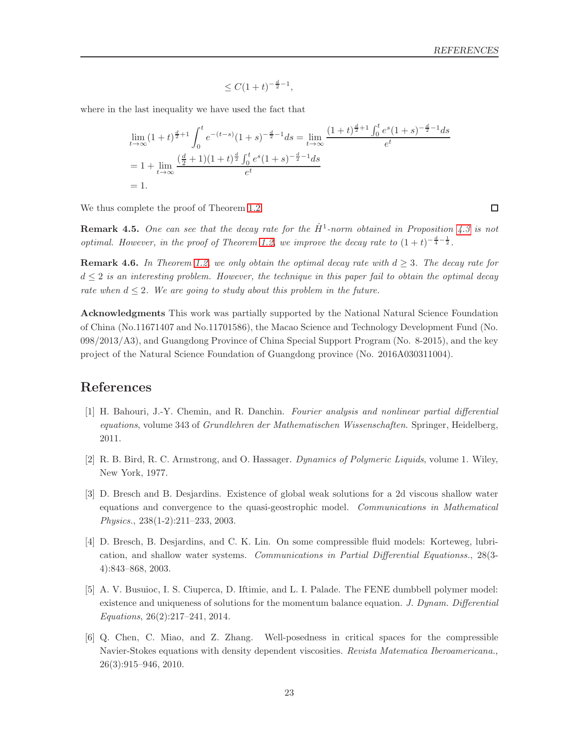$$\le C(1+t)^{-\frac{d}{2}-1},$$

where in the last inequality we have used the fact that

$$\begin{aligned}
&\lim_{t\to\infty}(1+t)^{\frac{d}{2}+1}\int_0^t e^{-(t-s)}(1+s)^{-\frac{d}{2}-1}ds = \lim_{t\to\infty}\frac{(1+t)^{\frac{d}{2}+1}\int_0^t e^{s}(1+s)^{-\frac{d}{2}-1}ds}{e^t} \\
&= 1 + \lim_{t\to\infty}\frac{(\frac{d}{2}+1)(1+t)^{\frac{d}{2}}\int_0^t e^{s}(1+s)^{-\frac{d}{2}-1}ds}{e^t} \\
&= 1.
\end{aligned}$$

We thus complete the proof of Theorem 1.2. □

**Remark 4.5.** *One can see that the decay rate for the $\dot{H}^1$-norm obtained in Proposition 4.3 is not optimal. However, in the proof of Theorem 1.2, we improve the decay rate to $(1+t)^{-\frac{d}{4}-\frac{1}{2}}$.*

**Remark 4.6.** *In Theorem 1.2, we only obtain the optimal decay rate with $d\ge 3$. The decay rate for $d\le 2$ is an interesting problem. However, the technique in this paper fail to obtain the optimal decay rate when $d\le 2$. We are going to study about this problem in the future.*

**Acknowledgments** This work was partially supported by the National Natural Science Foundation of China (No.11671407 and No.11701586), the Macao Science and Technology Development Fund (No. 098/2013/A3), and Guangdong Province of China Special Support Program (No. 8-2015), and the key project of the Natural Science Foundation of Guangdong province (No. 2016A030311004).

# References

[1] H. Bahouri, J.-Y. Chemin, and R. Danchin. *Fourier analysis and nonlinear partial differential equations*, volume 343 of *Grundlehren der Mathematischen Wissenschaften*. Springer, Heidelberg, 2011.

[2] R. B. Bird, R. C. Armstrong, and O. Hassager. *Dynamics of Polymeric Liquids*, volume 1. Wiley, New York, 1977.

[3] D. Bresch and B. Desjardins. Existence of global weak solutions for a 2d viscous shallow water equations and convergence to the quasi-geostrophic model. *Communications in Mathematical Physics.*, 238(1-2):211–233, 2003.

[4] D. Bresch, B. Desjardins, and C. K. Lin. On some compressible fluid models: Korteweg, lubrication, and shallow water systems. *Communications in Partial Differential Equationss.*, 28(3-4):843–868, 2003.

[5] A. V. Busuioc, I. S. Ciuperca, D. Iftimie, and L. I. Palade. The FENE dumbbell polymer model: existence and uniqueness of solutions for the momentum balance equation. *J. Dynam. Differential Equations*, 26(2):217–241, 2014.

[6] Q. Chen, C. Miao, and Z. Zhang. Well-posedness in critical spaces for the compressible Navier-Stokes equations with density dependent viscosities. *Revista Matematica Iberoamericana.*, 26(3):915–946, 2010.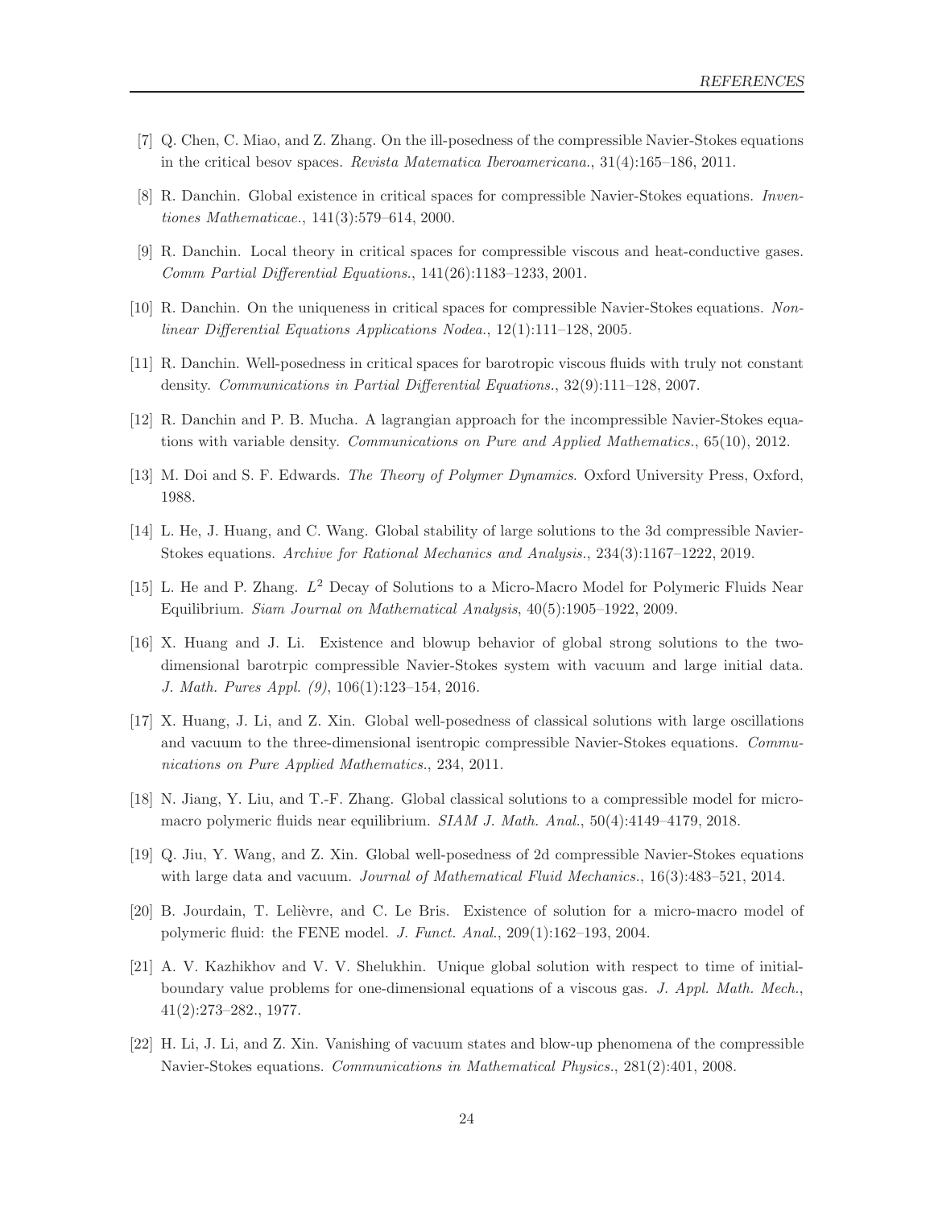[7] Q. Chen, C. Miao, and Z. Zhang. On the ill-posedness of the compressible Navier-Stokes equations in the critical besov spaces. *Revista Matematica Iberoamericana.*, 31(4):165–186, 2011.

[8] R. Danchin. Global existence in critical spaces for compressible Navier-Stokes equations. *Inventiones Mathematicae.*, 141(3):579–614, 2000.

[9] R. Danchin. Local theory in critical spaces for compressible viscous and heat-conductive gases. *Comm Partial Differential Equations.*, 141(26):1183–1233, 2001.

[10] R. Danchin. On the uniqueness in critical spaces for compressible Navier-Stokes equations. *Nonlinear Differential Equations Applications Nodea.*, 12(1):111–128, 2005.

[11] R. Danchin. Well-posedness in critical spaces for barotropic viscous fluids with truly not constant density. *Communications in Partial Differential Equations.*, 32(9):111–128, 2007.

[12] R. Danchin and P. B. Mucha. A lagrangian approach for the incompressible Navier-Stokes equations with variable density. *Communications on Pure and Applied Mathematics.*, 65(10), 2012.

[13] M. Doi and S. F. Edwards. *The Theory of Polymer Dynamics*. Oxford University Press, Oxford, 1988.

[14] L. He, J. Huang, and C. Wang. Global stability of large solutions to the 3d compressible Navier-Stokes equations. *Archive for Rational Mechanics and Analysis.*, 234(3):1167–1222, 2019.

[15] L. He and P. Zhang. $L^2$ Decay of Solutions to a Micro-Macro Model for Polymeric Fluids Near Equilibrium. *Siam Journal on Mathematical Analysis*, 40(5):1905–1922, 2009.

[16] X. Huang and J. Li. Existence and blowup behavior of global strong solutions to the two-dimensional barotrpic compressible Navier-Stokes system with vacuum and large initial data. *J. Math. Pures Appl. (9)*, 106(1):123–154, 2016.

[17] X. Huang, J. Li, and Z. Xin. Global well-posedness of classical solutions with large oscillations and vacuum to the three-dimensional isentropic compressible Navier-Stokes equations. *Communications on Pure Applied Mathematics.*, 234, 2011.

[18] N. Jiang, Y. Liu, and T.-F. Zhang. Global classical solutions to a compressible model for micro-macro polymeric fluids near equilibrium. *SIAM J. Math. Anal.*, 50(4):4149–4179, 2018.

[19] Q. Jiu, Y. Wang, and Z. Xin. Global well-posedness of 2d compressible Navier-Stokes equations with large data and vacuum. *Journal of Mathematical Fluid Mechanics.*, 16(3):483–521, 2014.

[20] B. Jourdain, T. Lelièvre, and C. Le Bris. Existence of solution for a micro-macro model of polymeric fluid: the FENE model. *J. Funct. Anal.*, 209(1):162–193, 2004.

[21] A. V. Kazhikhov and V. V. Shelukhin. Unique global solution with respect to time of initial-boundary value problems for one-dimensional equations of a viscous gas. *J. Appl. Math. Mech.*, 41(2):273–282., 1977.

[22] H. Li, J. Li, and Z. Xin. Vanishing of vacuum states and blow-up phenomena of the compressible Navier-Stokes equations. *Communications in Mathematical Physics.*, 281(2):401, 2008.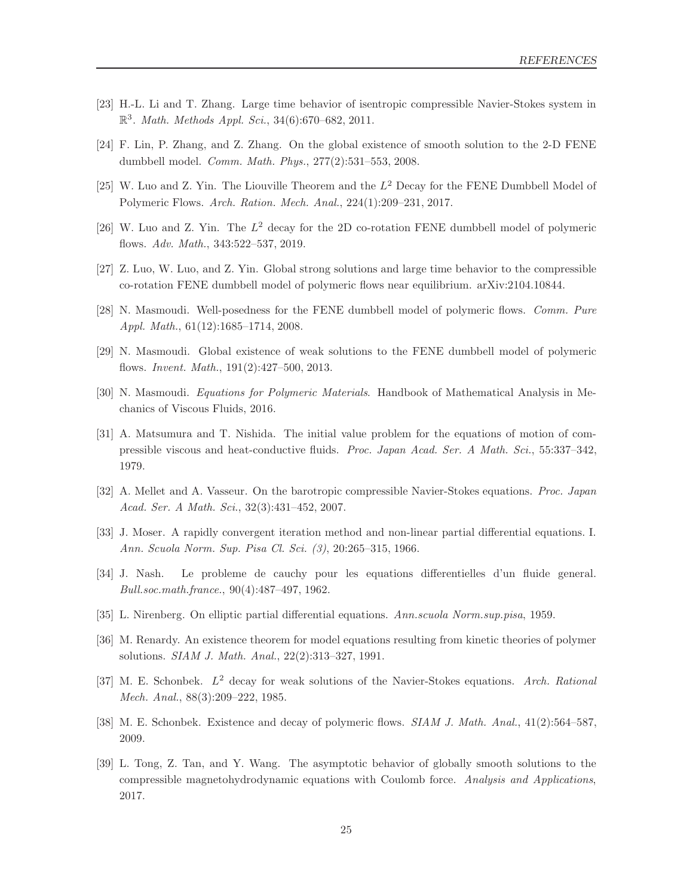[23] H.-L. Li and T. Zhang. Large time behavior of isentropic compressible Navier-Stokes system in $\mathbb{R}^3$. *Math. Methods Appl. Sci.*, 34(6):670–682, 2011.

[24] F. Lin, P. Zhang, and Z. Zhang. On the global existence of smooth solution to the 2-D FENE dumbbell model. *Comm. Math. Phys.*, 277(2):531–553, 2008.

[25] W. Luo and Z. Yin. The Liouville Theorem and the $L^2$ Decay for the FENE Dumbbell Model of Polymeric Flows. *Arch. Ration. Mech. Anal.*, 224(1):209–231, 2017.

[26] W. Luo and Z. Yin. The $L^2$ decay for the 2D co-rotation FENE dumbbell model of polymeric flows. *Adv. Math.*, 343:522–537, 2019.

[27] Z. Luo, W. Luo, and Z. Yin. Global strong solutions and large time behavior to the compressible co-rotation FENE dumbbell model of polymeric flows near equilibrium. arXiv:2104.10844.

[28] N. Masmoudi. Well-posedness for the FENE dumbbell model of polymeric flows. *Comm. Pure Appl. Math.*, 61(12):1685–1714, 2008.

[29] N. Masmoudi. Global existence of weak solutions to the FENE dumbbell model of polymeric flows. *Invent. Math.*, 191(2):427–500, 2013.

[30] N. Masmoudi. *Equations for Polymeric Materials*. Handbook of Mathematical Analysis in Mechanics of Viscous Fluids, 2016.

[31] A. Matsumura and T. Nishida. The initial value problem for the equations of motion of compressible viscous and heat-conductive fluids. *Proc. Japan Acad. Ser. A Math. Sci.*, 55:337–342, 1979.

[32] A. Mellet and A. Vasseur. On the barotropic compressible Navier-Stokes equations. *Proc. Japan Acad. Ser. A Math. Sci.*, 32(3):431–452, 2007.

[33] J. Moser. A rapidly convergent iteration method and non-linear partial differential equations. I. *Ann. Scuola Norm. Sup. Pisa Cl. Sci. (3)*, 20:265–315, 1966.

[34] J. Nash. Le probleme de cauchy pour les equations differentielles d'un fluide general. *Bull.soc.math.france.*, 90(4):487–497, 1962.

[35] L. Nirenberg. On elliptic partial differential equations. *Ann.scuola Norm.sup.pisa*, 1959.

[36] M. Renardy. An existence theorem for model equations resulting from kinetic theories of polymer solutions. *SIAM J. Math. Anal.*, 22(2):313–327, 1991.

[37] M. E. Schonbek. $L^2$ decay for weak solutions of the Navier-Stokes equations. *Arch. Rational Mech. Anal.*, 88(3):209–222, 1985.

[38] M. E. Schonbek. Existence and decay of polymeric flows. *SIAM J. Math. Anal.*, 41(2):564–587, 2009.

[39] L. Tong, Z. Tan, and Y. Wang. The asymptotic behavior of globally smooth solutions to the compressible magnetohydrodynamic equations with Coulomb force. *Analysis and Applications*, 2017.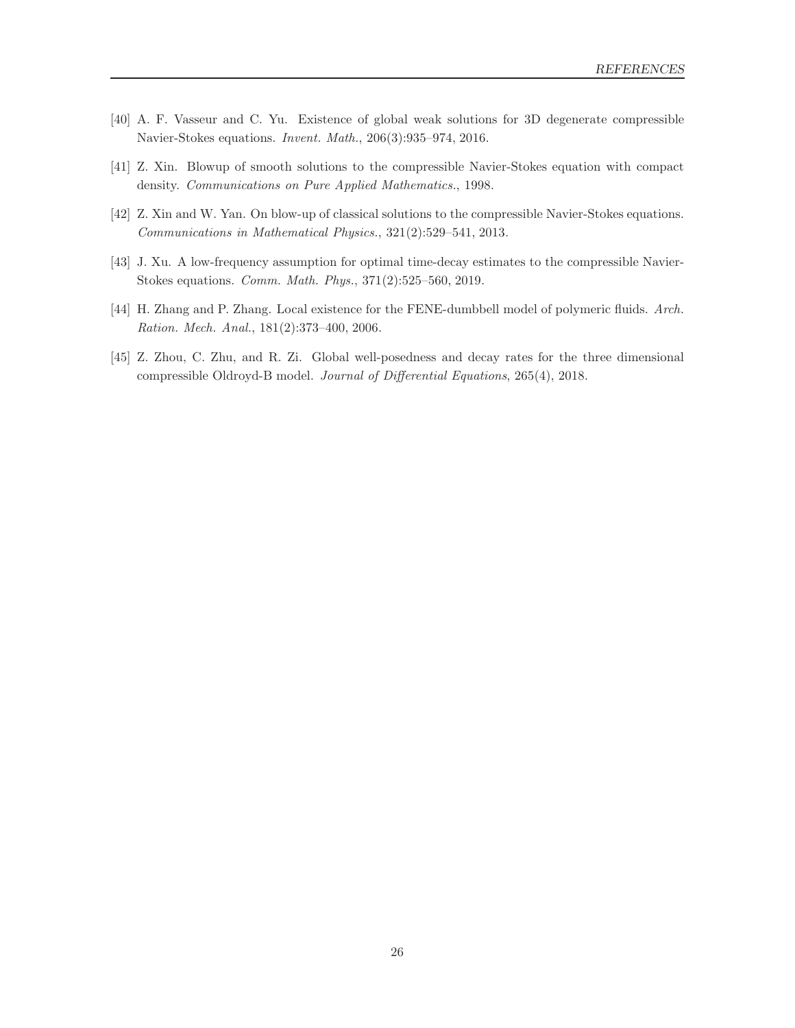[40] A. F. Vasseur and C. Yu. Existence of global weak solutions for 3D degenerate compressible Navier-Stokes equations. *Invent. Math.*, 206(3):935–974, 2016.

[41] Z. Xin. Blowup of smooth solutions to the compressible Navier-Stokes equation with compact density. *Communications on Pure Applied Mathematics.*, 1998.

[42] Z. Xin and W. Yan. On blow-up of classical solutions to the compressible Navier-Stokes equations. *Communications in Mathematical Physics.*, 321(2):529–541, 2013.

[43] J. Xu. A low-frequency assumption for optimal time-decay estimates to the compressible Navier-Stokes equations. *Comm. Math. Phys.*, 371(2):525–560, 2019.

[44] H. Zhang and P. Zhang. Local existence for the FENE-dumbbell model of polymeric fluids. *Arch. Ration. Mech. Anal.*, 181(2):373–400, 2006.

[45] Z. Zhou, C. Zhu, and R. Zi. Global well-posedness and decay rates for the three dimensional compressible Oldroyd-B model. *Journal of Differential Equations*, 265(4), 2018.